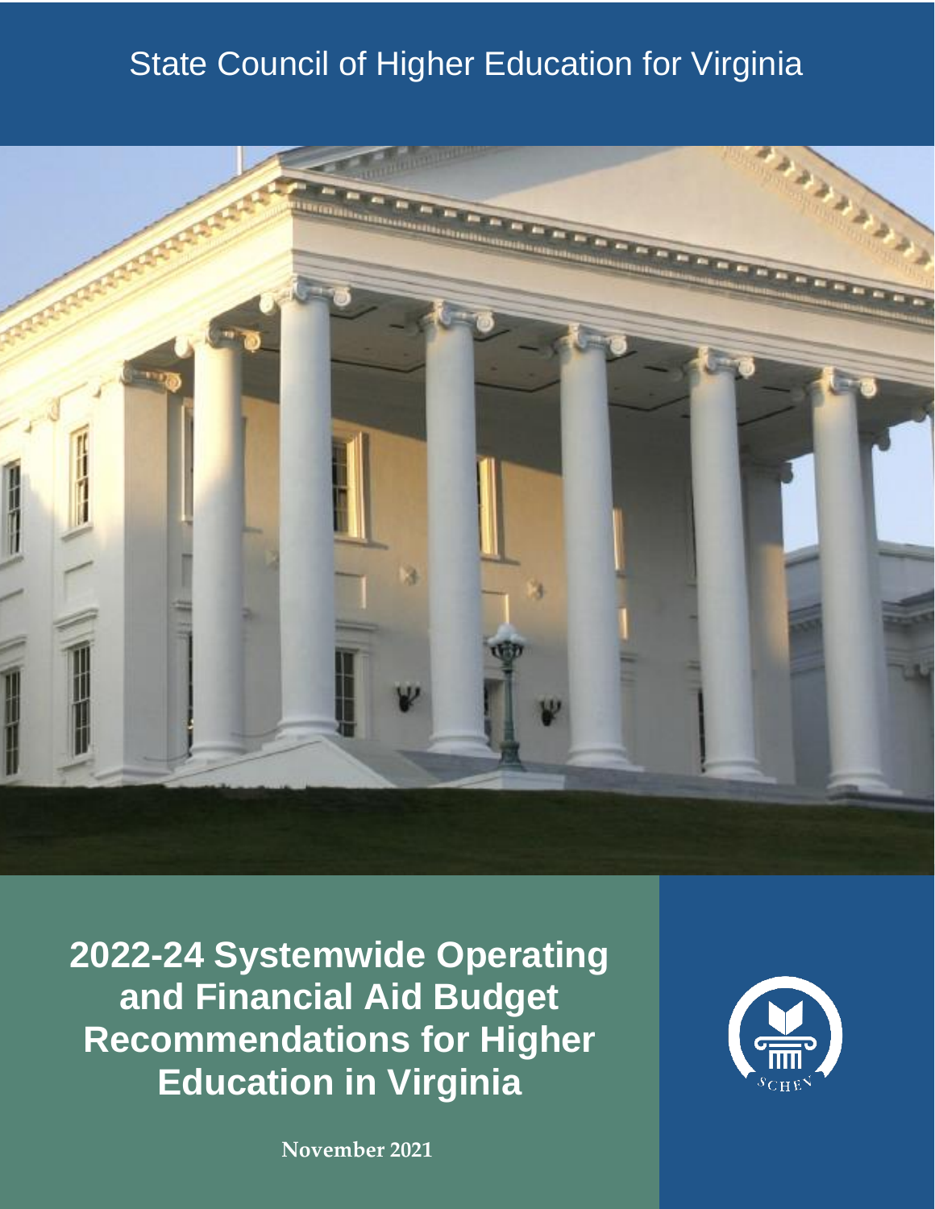State Council of Higher Education for Virginia

# 2022-24 Systemwide Operating and Financial Aid Budget Recommendations for Higher Education in Virginia

**November 2021**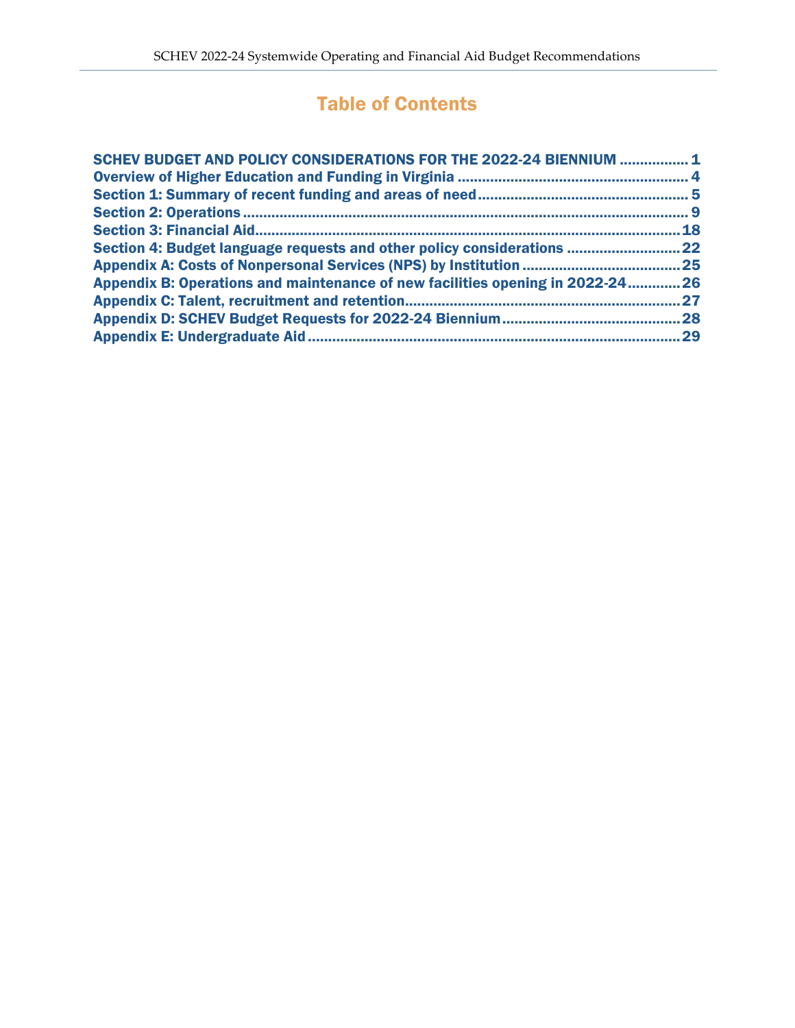# Table of Contents

SCHEV BUDGET AND POLICY CONSIDERATIONS FOR THE 2022-24 BIENNIUM ................. 1
Overview of Higher Education and Funding in Virginia ......................................................... 4
Section 1: Summary of recent funding and areas of need ..................................................... 5
Section 2: Operations ............................................................................................................... 9
Section 3: Financial Aid ........................................................................................................... 18
Section 4: Budget language requests and other policy considerations ............................ 22
Appendix A: Costs of Nonpersonal Services (NPS) by Institution ....................................... 25
Appendix B: Operations and maintenance of new facilities opening in 2022-24 ............. 26
Appendix C: Talent, recruitment and retention .................................................................... 27
Appendix D: SCHEV Budget Requests for 2022-24 Biennium ............................................ 28
Appendix E: Undergraduate Aid .............................................................................................. 29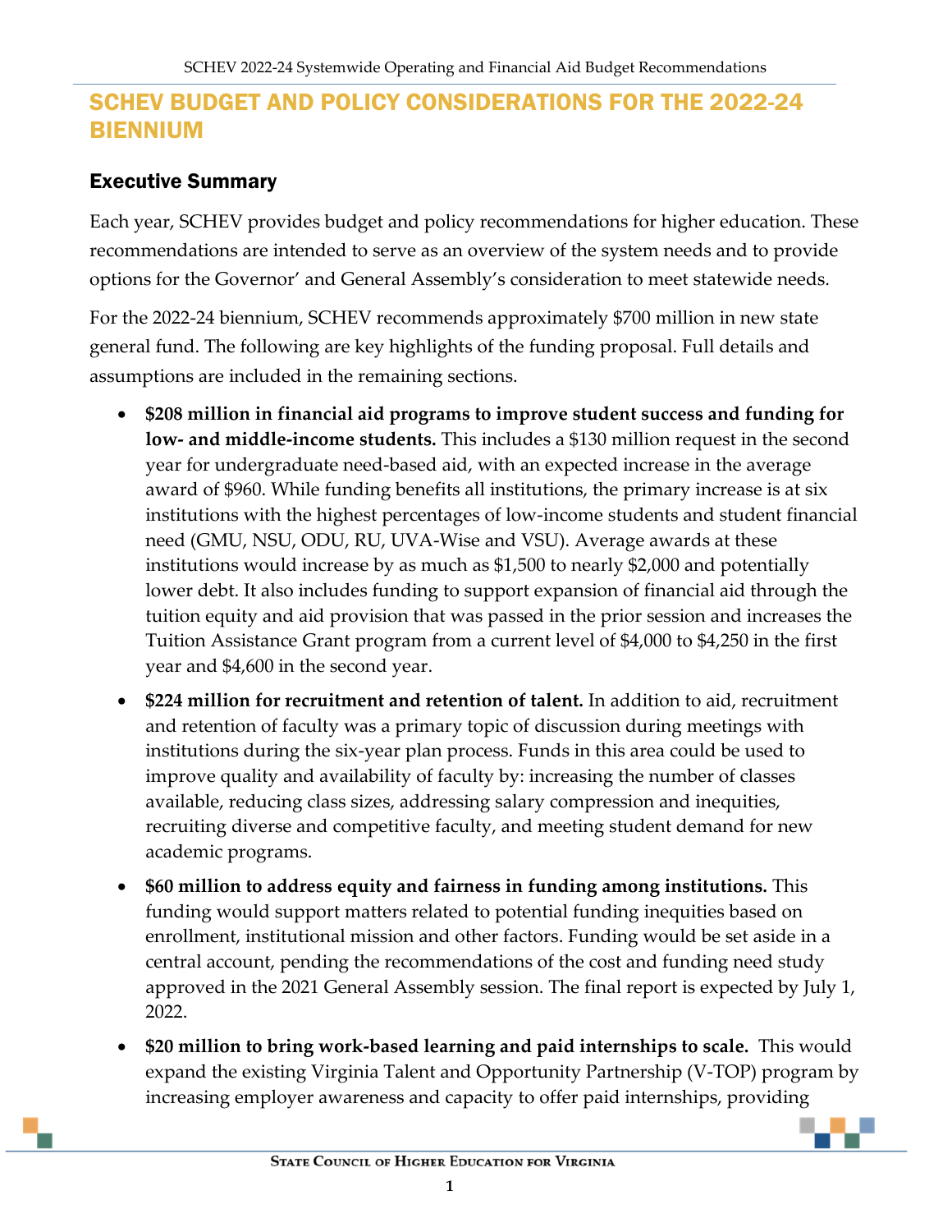# SCHEV BUDGET AND POLICY CONSIDERATIONS FOR THE 2022-24 BIENNIUM

## Executive Summary

Each year, SCHEV provides budget and policy recommendations for higher education. These recommendations are intended to serve as an overview of the system needs and to provide options for the Governor' and General Assembly's consideration to meet statewide needs.

For the 2022-24 biennium, SCHEV recommends approximately $700 million in new state general fund. The following are key highlights of the funding proposal. Full details and assumptions are included in the remaining sections.

- **$208 million in financial aid programs to improve student success and funding for low- and middle-income students.** This includes a $130 million request in the second year for undergraduate need-based aid, with an expected increase in the average award of $960. While funding benefits all institutions, the primary increase is at six institutions with the highest percentages of low-income students and student financial need (GMU, NSU, ODU, RU, UVA-Wise and VSU). Average awards at these institutions would increase by as much as $1,500 to nearly $2,000 and potentially lower debt. It also includes funding to support expansion of financial aid through the tuition equity and aid provision that was passed in the prior session and increases the Tuition Assistance Grant program from a current level of $4,000 to $4,250 in the first year and $4,600 in the second year.
- **$224 million for recruitment and retention of talent.** In addition to aid, recruitment and retention of faculty was a primary topic of discussion during meetings with institutions during the six-year plan process. Funds in this area could be used to improve quality and availability of faculty by: increasing the number of classes available, reducing class sizes, addressing salary compression and inequities, recruiting diverse and competitive faculty, and meeting student demand for new academic programs.
- **$60 million to address equity and fairness in funding among institutions.** This funding would support matters related to potential funding inequities based on enrollment, institutional mission and other factors. Funding would be set aside in a central account, pending the recommendations of the cost and funding need study approved in the 2021 General Assembly session. The final report is expected by July 1, 2022.
- **$20 million to bring work-based learning and paid internships to scale.** This would expand the existing Virginia Talent and Opportunity Partnership (V-TOP) program by increasing employer awareness and capacity to offer paid internships, providing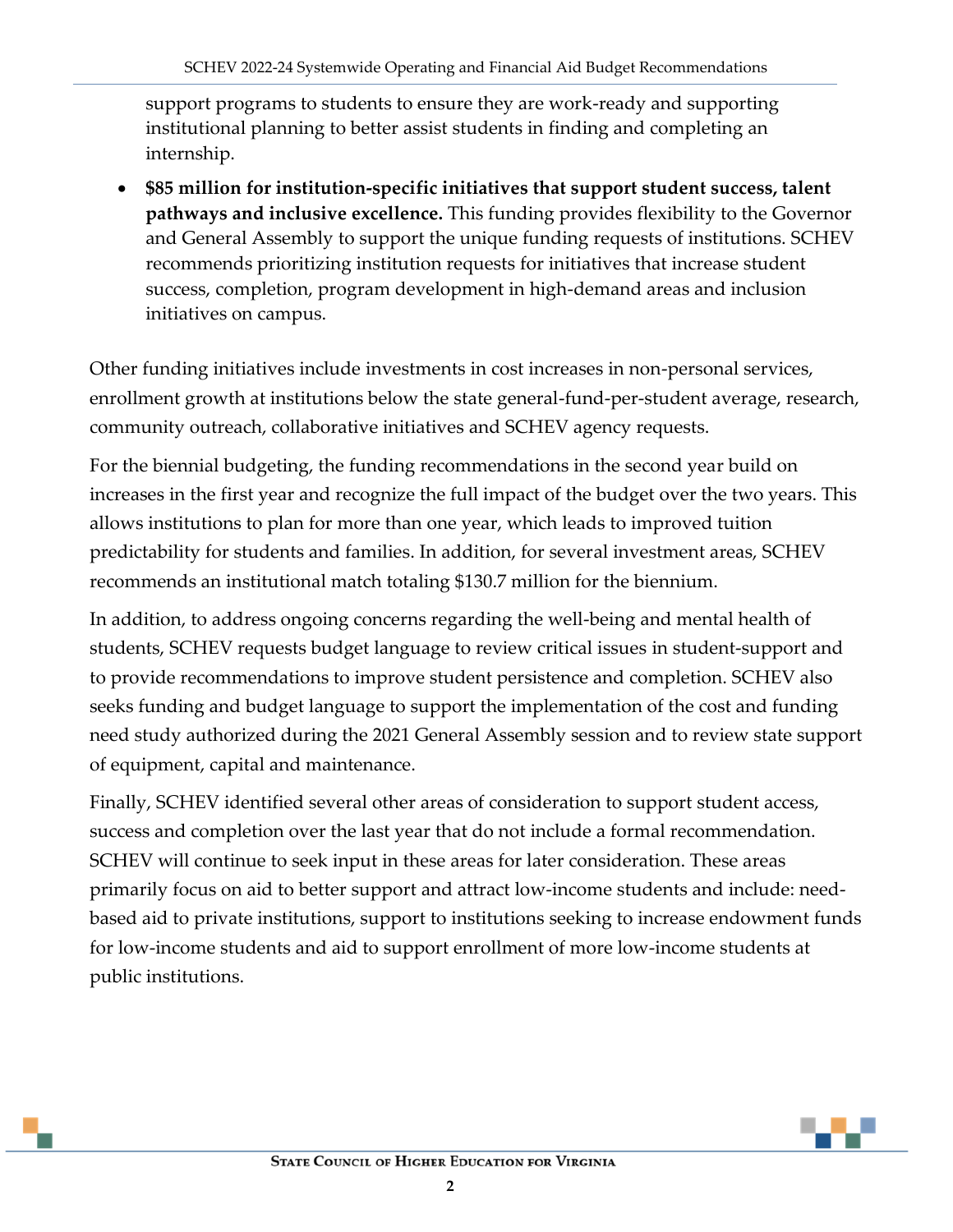support programs to students to ensure they are work-ready and supporting institutional planning to better assist students in finding and completing an internship.

- **$85 million for institution-specific initiatives that support student success, talent pathways and inclusive excellence.** This funding provides flexibility to the Governor and General Assembly to support the unique funding requests of institutions. SCHEV recommends prioritizing institution requests for initiatives that increase student success, completion, program development in high-demand areas and inclusion initiatives on campus.

Other funding initiatives include investments in cost increases in non-personal services, enrollment growth at institutions below the state general-fund-per-student average, research, community outreach, collaborative initiatives and SCHEV agency requests.

For the biennial budgeting, the funding recommendations in the second year build on increases in the first year and recognize the full impact of the budget over the two years. This allows institutions to plan for more than one year, which leads to improved tuition predictability for students and families. In addition, for several investment areas, SCHEV recommends an institutional match totaling $130.7 million for the biennium.

In addition, to address ongoing concerns regarding the well-being and mental health of students, SCHEV requests budget language to review critical issues in student-support and to provide recommendations to improve student persistence and completion. SCHEV also seeks funding and budget language to support the implementation of the cost and funding need study authorized during the 2021 General Assembly session and to review state support of equipment, capital and maintenance.

Finally, SCHEV identified several other areas of consideration to support student access, success and completion over the last year that do not include a formal recommendation. SCHEV will continue to seek input in these areas for later consideration. These areas primarily focus on aid to better support and attract low-income students and include: need-based aid to private institutions, support to institutions seeking to increase endowment funds for low-income students and aid to support enrollment of more low-income students at public institutions.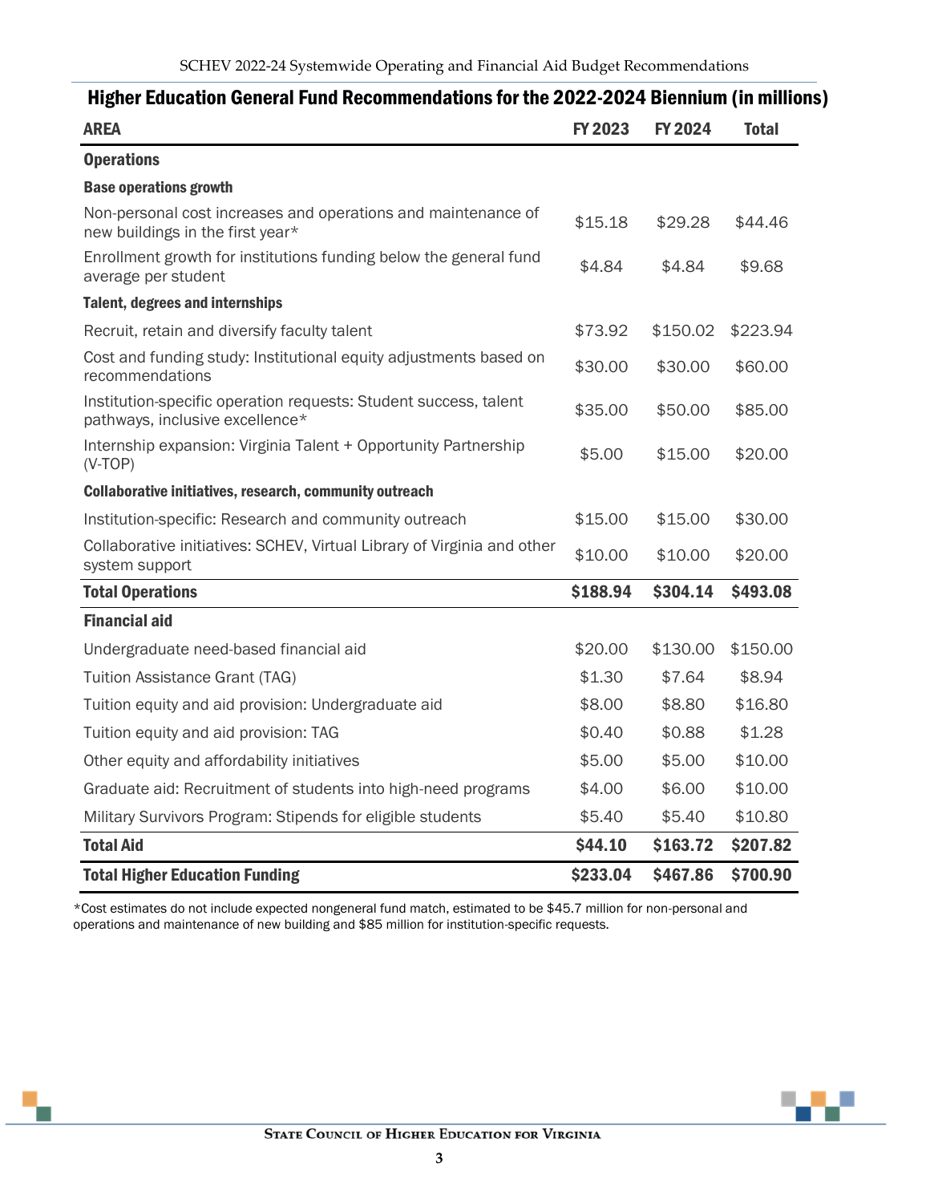## Higher Education General Fund Recommendations for the 2022-2024 Biennium (in millions)

| AREA | FY 2023 | FY 2024 | Total |
|---|---|---|---|
| **Operations** | | | |
| **Base operations growth** | | | |
| Non-personal cost increases and operations and maintenance of new buildings in the first year* | $15.18 | $29.28 | $44.46 |
| Enrollment growth for institutions funding below the general fund average per student | $4.84 | $4.84 | $9.68 |
| **Talent, degrees and internships** | | | |
| Recruit, retain and diversify faculty talent | $73.92 | $150.02 | $223.94 |
| Cost and funding study: Institutional equity adjustments based on recommendations | $30.00 | $30.00 | $60.00 |
| Institution-specific operation requests: Student success, talent pathways, inclusive excellence* | $35.00 | $50.00 | $85.00 |
| Internship expansion: Virginia Talent + Opportunity Partnership (V-TOP) | $5.00 | $15.00 | $20.00 |
| **Collaborative initiatives, research, community outreach** | | | |
| Institution-specific: Research and community outreach | $15.00 | $15.00 | $30.00 |
| Collaborative initiatives: SCHEV, Virtual Library of Virginia and other system support | $10.00 | $10.00 | $20.00 |
| **Total Operations** | **$188.94** | **$304.14** | **$493.08** |
| **Financial aid** | | | |
| Undergraduate need-based financial aid | $20.00 | $130.00 | $150.00 |
| Tuition Assistance Grant (TAG) | $1.30 | $7.64 | $8.94 |
| Tuition equity and aid provision: Undergraduate aid | $8.00 | $8.80 | $16.80 |
| Tuition equity and aid provision: TAG | $0.40 | $0.88 | $1.28 |
| Other equity and affordability initiatives | $5.00 | $5.00 | $10.00 |
| Graduate aid: Recruitment of students into high-need programs | $4.00 | $6.00 | $10.00 |
| Military Survivors Program: Stipends for eligible students | $5.40 | $5.40 | $10.80 |
| **Total Aid** | **$44.10** | **$163.72** | **$207.82** |
| **Total Higher Education Funding** | **$233.04** | **$467.86** | **$700.90** |

*Cost estimates do not include expected nongeneral fund match, estimated to be $45.7 million for non-personal and operations and maintenance of new building and $85 million for institution-specific requests.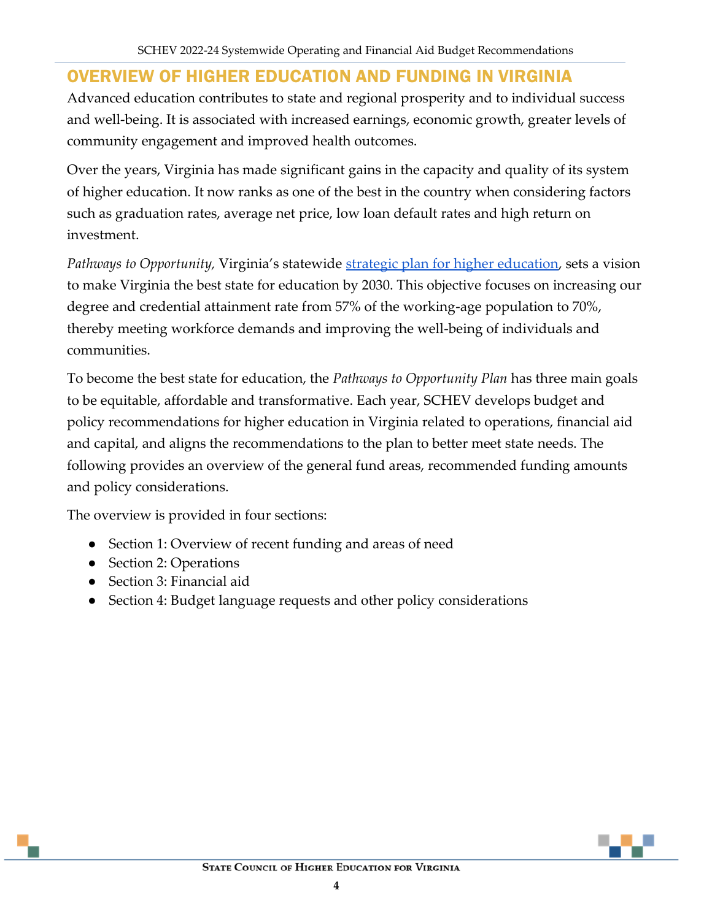# OVERVIEW OF HIGHER EDUCATION AND FUNDING IN VIRGINIA

Advanced education contributes to state and regional prosperity and to individual success and well-being. It is associated with increased earnings, economic growth, greater levels of community engagement and improved health outcomes.

Over the years, Virginia has made significant gains in the capacity and quality of its system of higher education. It now ranks as one of the best in the country when considering factors such as graduation rates, average net price, low loan default rates and high return on investment.

*Pathways to Opportunity,* Virginia's statewide strategic plan for higher education, sets a vision to make Virginia the best state for education by 2030. This objective focuses on increasing our degree and credential attainment rate from 57% of the working-age population to 70%, thereby meeting workforce demands and improving the well-being of individuals and communities.

To become the best state for education, the *Pathways to Opportunity Plan* has three main goals to be equitable, affordable and transformative. Each year, SCHEV develops budget and policy recommendations for higher education in Virginia related to operations, financial aid and capital, and aligns the recommendations to the plan to better meet state needs. The following provides an overview of the general fund areas, recommended funding amounts and policy considerations.

The overview is provided in four sections:

- Section 1: Overview of recent funding and areas of need
- Section 2: Operations
- Section 3: Financial aid
- Section 4: Budget language requests and other policy considerations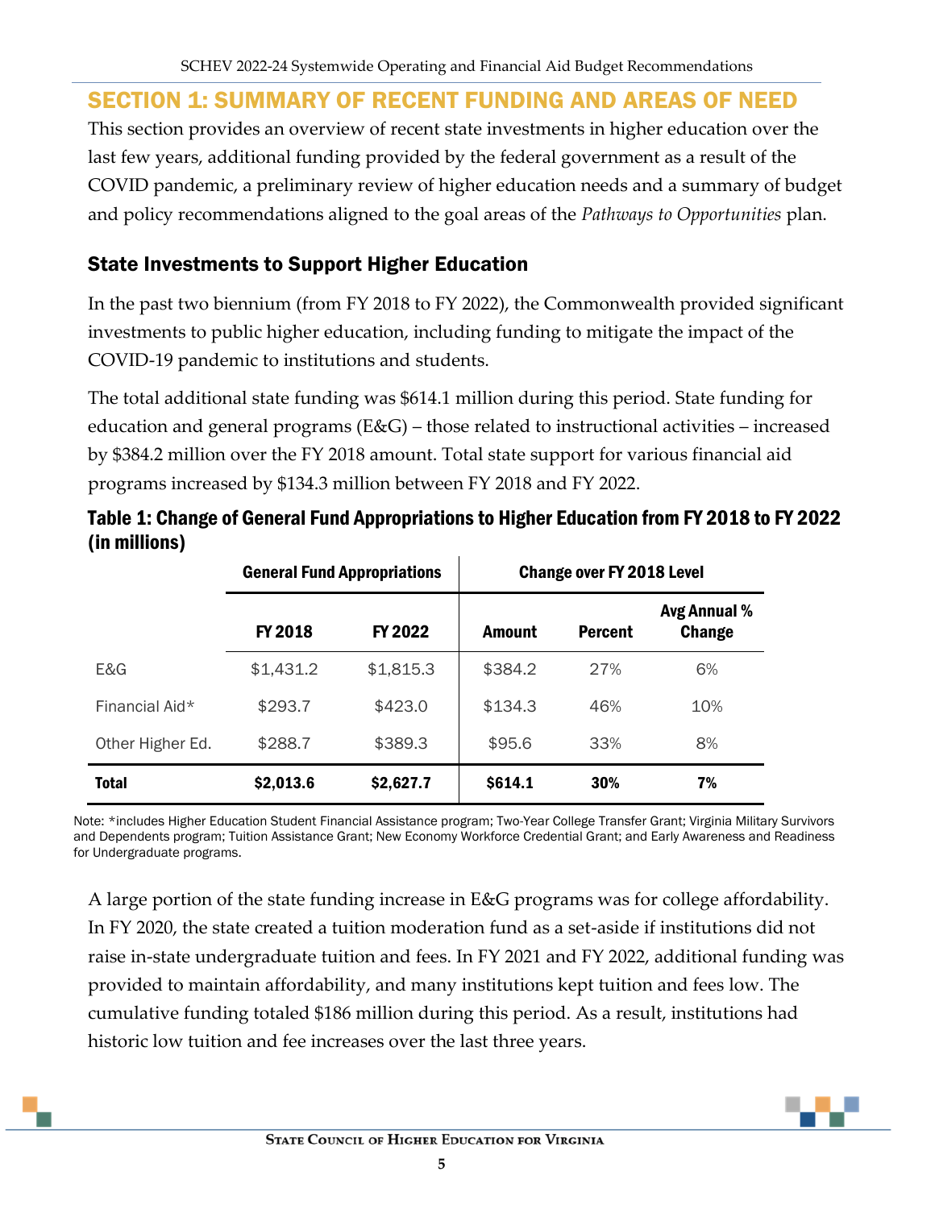## SECTION 1: SUMMARY OF RECENT FUNDING AND AREAS OF NEED

This section provides an overview of recent state investments in higher education over the last few years, additional funding provided by the federal government as a result of the COVID pandemic, a preliminary review of higher education needs and a summary of budget and policy recommendations aligned to the goal areas of the *Pathways to Opportunities* plan.

### State Investments to Support Higher Education

In the past two biennium (from FY 2018 to FY 2022), the Commonwealth provided significant investments to public higher education, including funding to mitigate the impact of the COVID-19 pandemic to institutions and students.

The total additional state funding was $614.1 million during this period. State funding for education and general programs (E&G) – those related to instructional activities – increased by $384.2 million over the FY 2018 amount. Total state support for various financial aid programs increased by $134.3 million between FY 2018 and FY 2022.

**Table 1: Change of General Fund Appropriations to Higher Education from FY 2018 to FY 2022 (in millions)**

| | General Fund Appropriations | | Change over FY 2018 Level | | |
|---|---|---|---|---|---|
| | **FY 2018** | **FY 2022** | **Amount** | **Percent** | **Avg Annual % Change** |
| E&G | $1,431.2 | $1,815.3 | $384.2 | 27% | 6% |
| Financial Aid* | $293.7 | $423.0 | $134.3 | 46% | 10% |
| Other Higher Ed. | $288.7 | $389.3 | $95.6 | 33% | 8% |
| **Total** | **$2,013.6** | **$2,627.7** | **$614.1** | **30%** | **7%** |

Note: *includes Higher Education Student Financial Assistance program; Two-Year College Transfer Grant; Virginia Military Survivors and Dependents program; Tuition Assistance Grant; New Economy Workforce Credential Grant; and Early Awareness and Readiness for Undergraduate programs.

A large portion of the state funding increase in E&G programs was for college affordability. In FY 2020, the state created a tuition moderation fund as a set-aside if institutions did not raise in-state undergraduate tuition and fees. In FY 2021 and FY 2022, additional funding was provided to maintain affordability, and many institutions kept tuition and fees low. The cumulative funding totaled $186 million during this period. As a result, institutions had historic low tuition and fee increases over the last three years.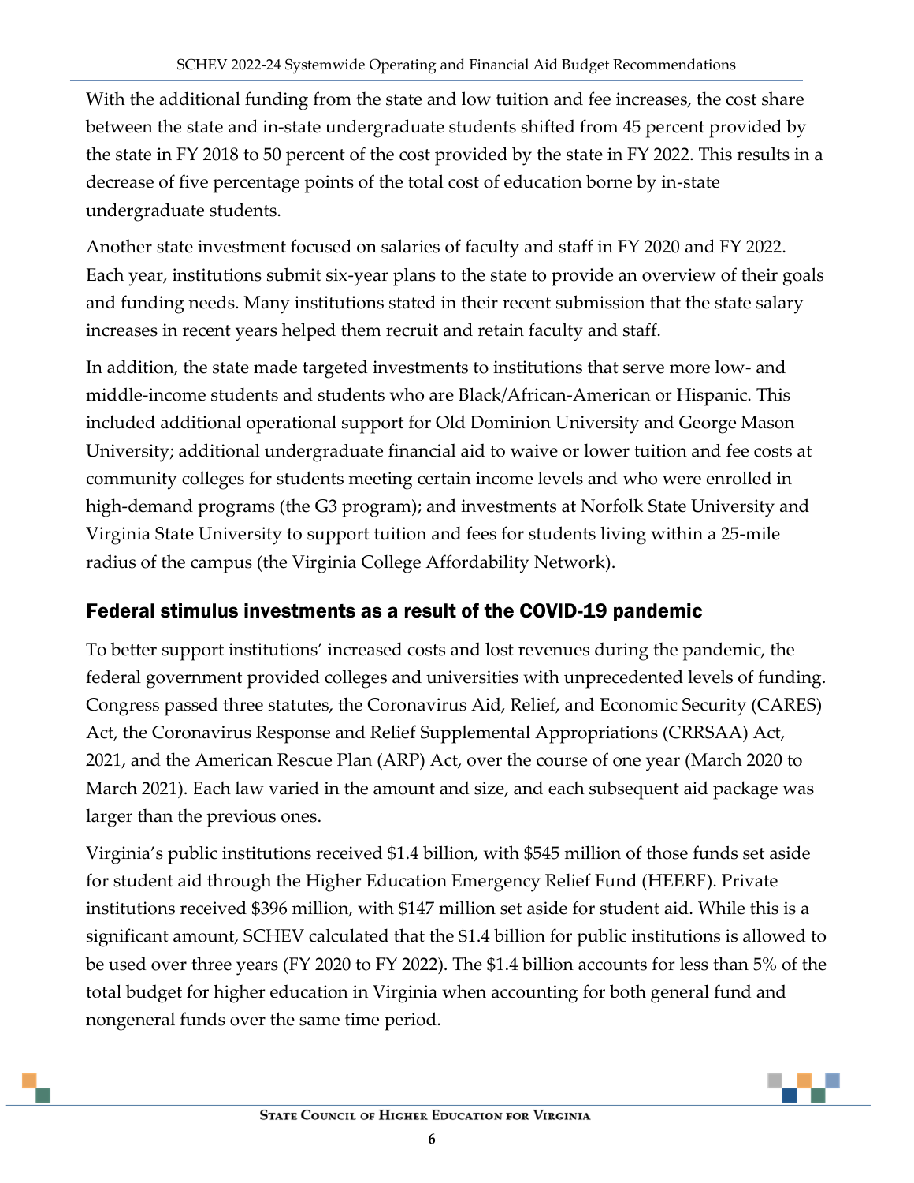With the additional funding from the state and low tuition and fee increases, the cost share between the state and in-state undergraduate students shifted from 45 percent provided by the state in FY 2018 to 50 percent of the cost provided by the state in FY 2022. This results in a decrease of five percentage points of the total cost of education borne by in-state undergraduate students.

Another state investment focused on salaries of faculty and staff in FY 2020 and FY 2022. Each year, institutions submit six-year plans to the state to provide an overview of their goals and funding needs. Many institutions stated in their recent submission that the state salary increases in recent years helped them recruit and retain faculty and staff.

In addition, the state made targeted investments to institutions that serve more low- and middle-income students and students who are Black/African-American or Hispanic. This included additional operational support for Old Dominion University and George Mason University; additional undergraduate financial aid to waive or lower tuition and fee costs at community colleges for students meeting certain income levels and who were enrolled in high-demand programs (the G3 program); and investments at Norfolk State University and Virginia State University to support tuition and fees for students living within a 25-mile radius of the campus (the Virginia College Affordability Network).

## Federal stimulus investments as a result of the COVID-19 pandemic

To better support institutions' increased costs and lost revenues during the pandemic, the federal government provided colleges and universities with unprecedented levels of funding. Congress passed three statutes, the Coronavirus Aid, Relief, and Economic Security (CARES) Act, the Coronavirus Response and Relief Supplemental Appropriations (CRRSAA) Act, 2021, and the American Rescue Plan (ARP) Act, over the course of one year (March 2020 to March 2021). Each law varied in the amount and size, and each subsequent aid package was larger than the previous ones.

Virginia's public institutions received $1.4 billion, with $545 million of those funds set aside for student aid through the Higher Education Emergency Relief Fund (HEERF). Private institutions received $396 million, with $147 million set aside for student aid. While this is a significant amount, SCHEV calculated that the $1.4 billion for public institutions is allowed to be used over three years (FY 2020 to FY 2022). The $1.4 billion accounts for less than 5% of the total budget for higher education in Virginia when accounting for both general fund and nongeneral funds over the same time period.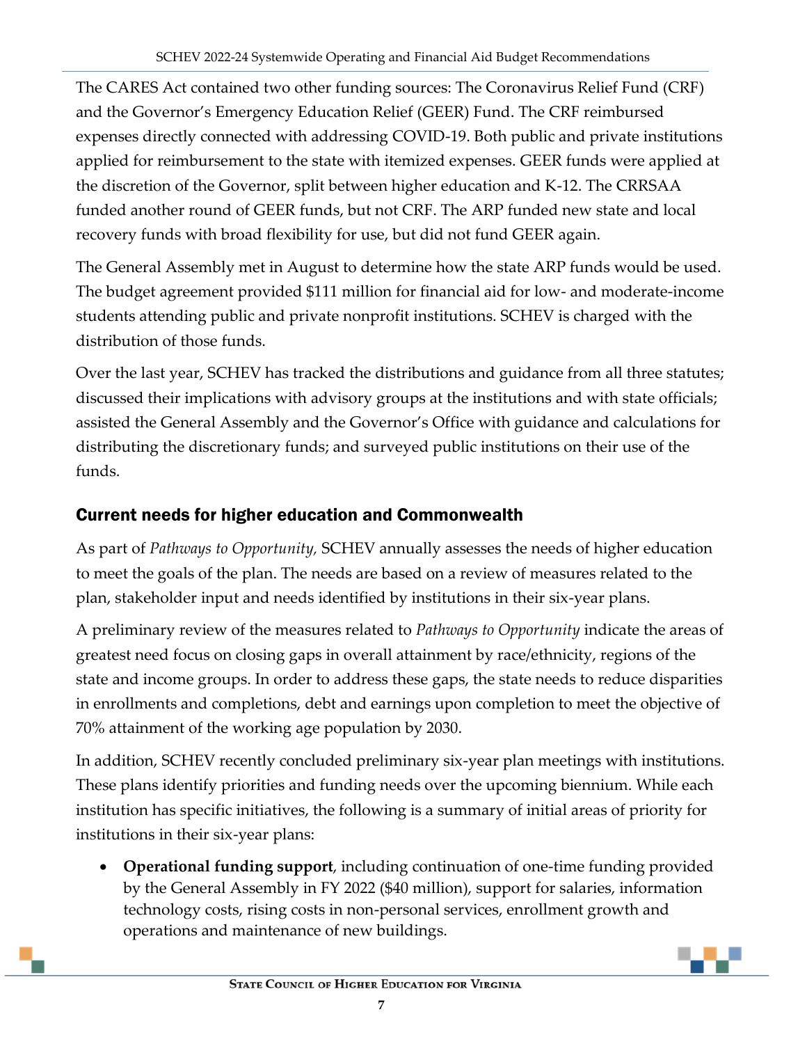The CARES Act contained two other funding sources: The Coronavirus Relief Fund (CRF) and the Governor's Emergency Education Relief (GEER) Fund. The CRF reimbursed expenses directly connected with addressing COVID-19. Both public and private institutions applied for reimbursement to the state with itemized expenses. GEER funds were applied at the discretion of the Governor, split between higher education and K-12. The CRRSAA funded another round of GEER funds, but not CRF. The ARP funded new state and local recovery funds with broad flexibility for use, but did not fund GEER again.

The General Assembly met in August to determine how the state ARP funds would be used. The budget agreement provided $111 million for financial aid for low- and moderate-income students attending public and private nonprofit institutions. SCHEV is charged with the distribution of those funds.

Over the last year, SCHEV has tracked the distributions and guidance from all three statutes; discussed their implications with advisory groups at the institutions and with state officials; assisted the General Assembly and the Governor's Office with guidance and calculations for distributing the discretionary funds; and surveyed public institutions on their use of the funds.

## Current needs for higher education and Commonwealth

As part of *Pathways to Opportunity,* SCHEV annually assesses the needs of higher education to meet the goals of the plan. The needs are based on a review of measures related to the plan, stakeholder input and needs identified by institutions in their six-year plans.

A preliminary review of the measures related to *Pathways to Opportunity* indicate the areas of greatest need focus on closing gaps in overall attainment by race/ethnicity, regions of the state and income groups. In order to address these gaps, the state needs to reduce disparities in enrollments and completions, debt and earnings upon completion to meet the objective of 70% attainment of the working age population by 2030.

In addition, SCHEV recently concluded preliminary six-year plan meetings with institutions. These plans identify priorities and funding needs over the upcoming biennium. While each institution has specific initiatives, the following is a summary of initial areas of priority for institutions in their six-year plans:

- **Operational funding support**, including continuation of one-time funding provided by the General Assembly in FY 2022 ($40 million), support for salaries, information technology costs, rising costs in non-personal services, enrollment growth and operations and maintenance of new buildings.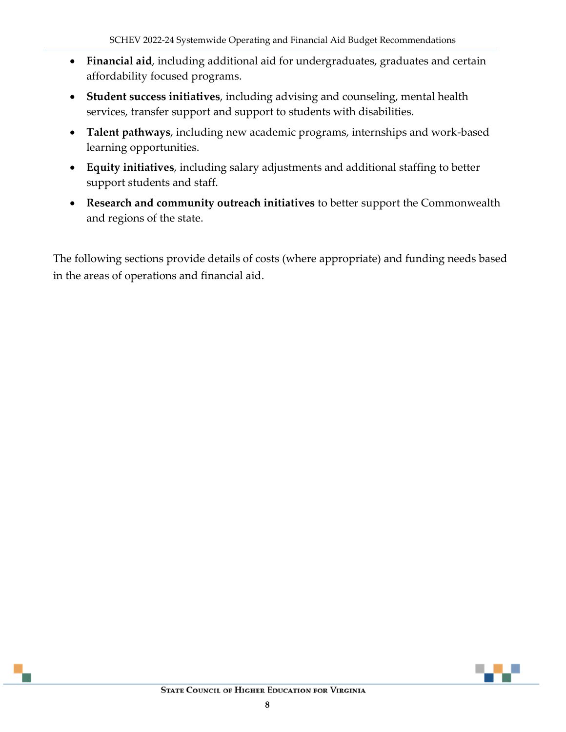- **Financial aid**, including additional aid for undergraduates, graduates and certain affordability focused programs.
- **Student success initiatives**, including advising and counseling, mental health services, transfer support and support to students with disabilities.
- **Talent pathways**, including new academic programs, internships and work-based learning opportunities.
- **Equity initiatives**, including salary adjustments and additional staffing to better support students and staff.
- **Research and community outreach initiatives** to better support the Commonwealth and regions of the state.

The following sections provide details of costs (where appropriate) and funding needs based in the areas of operations and financial aid.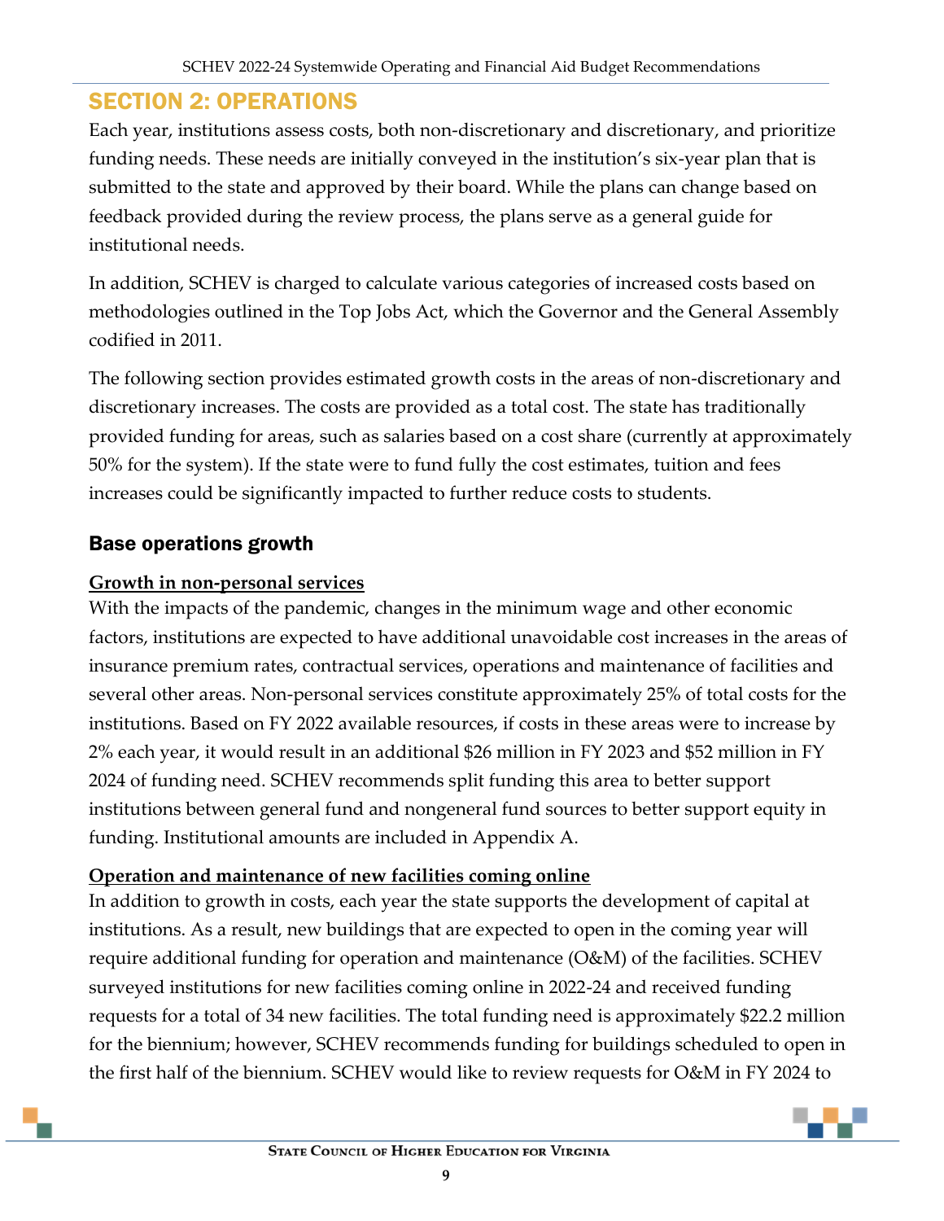## SECTION 2: OPERATIONS

Each year, institutions assess costs, both non-discretionary and discretionary, and prioritize funding needs. These needs are initially conveyed in the institution's six-year plan that is submitted to the state and approved by their board. While the plans can change based on feedback provided during the review process, the plans serve as a general guide for institutional needs.

In addition, SCHEV is charged to calculate various categories of increased costs based on methodologies outlined in the Top Jobs Act, which the Governor and the General Assembly codified in 2011.

The following section provides estimated growth costs in the areas of non-discretionary and discretionary increases. The costs are provided as a total cost. The state has traditionally provided funding for areas, such as salaries based on a cost share (currently at approximately 50% for the system). If the state were to fund fully the cost estimates, tuition and fees increases could be significantly impacted to further reduce costs to students.

### Base operations growth

**Growth in non-personal services**

With the impacts of the pandemic, changes in the minimum wage and other economic factors, institutions are expected to have additional unavoidable cost increases in the areas of insurance premium rates, contractual services, operations and maintenance of facilities and several other areas. Non-personal services constitute approximately 25% of total costs for the institutions. Based on FY 2022 available resources, if costs in these areas were to increase by 2% each year, it would result in an additional $26 million in FY 2023 and $52 million in FY 2024 of funding need. SCHEV recommends split funding this area to better support institutions between general fund and nongeneral fund sources to better support equity in funding. Institutional amounts are included in Appendix A.

**Operation and maintenance of new facilities coming online**

In addition to growth in costs, each year the state supports the development of capital at institutions. As a result, new buildings that are expected to open in the coming year will require additional funding for operation and maintenance (O&M) of the facilities. SCHEV surveyed institutions for new facilities coming online in 2022-24 and received funding requests for a total of 34 new facilities. The total funding need is approximately $22.2 million for the biennium; however, SCHEV recommends funding for buildings scheduled to open in the first half of the biennium. SCHEV would like to review requests for O&M in FY 2024 to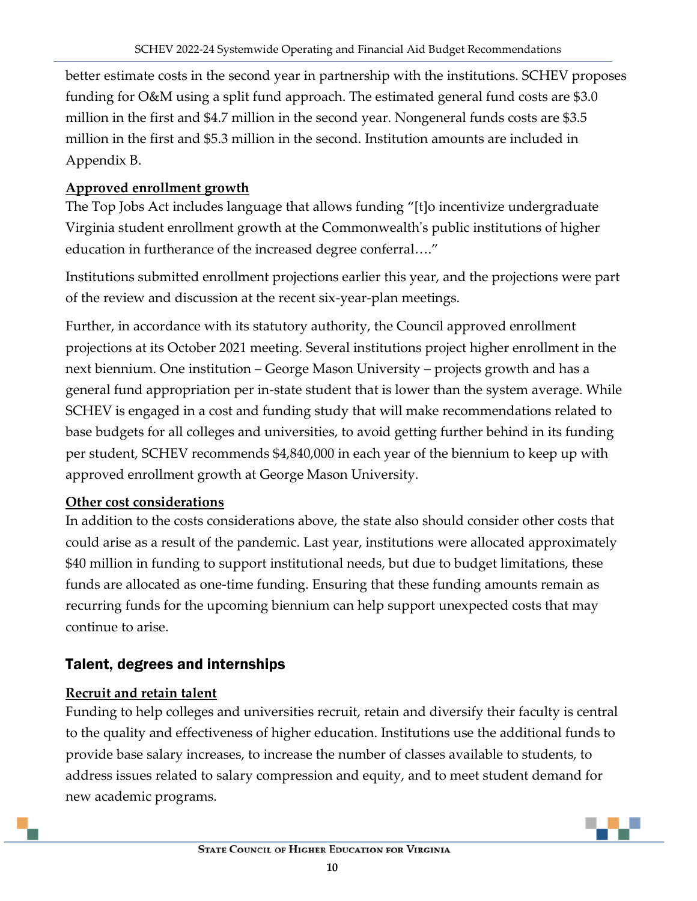better estimate costs in the second year in partnership with the institutions. SCHEV proposes funding for O&M using a split fund approach. The estimated general fund costs are $3.0 million in the first and $4.7 million in the second year. Nongeneral funds costs are $3.5 million in the first and $5.3 million in the second. Institution amounts are included in Appendix B.

**Approved enrollment growth**

The Top Jobs Act includes language that allows funding "[t]o incentivize undergraduate Virginia student enrollment growth at the Commonwealth's public institutions of higher education in furtherance of the increased degree conferral…."

Institutions submitted enrollment projections earlier this year, and the projections were part of the review and discussion at the recent six-year-plan meetings.

Further, in accordance with its statutory authority, the Council approved enrollment projections at its October 2021 meeting. Several institutions project higher enrollment in the next biennium. One institution – George Mason University – projects growth and has a general fund appropriation per in-state student that is lower than the system average. While SCHEV is engaged in a cost and funding study that will make recommendations related to base budgets for all colleges and universities, to avoid getting further behind in its funding per student, SCHEV recommends $4,840,000 in each year of the biennium to keep up with approved enrollment growth at George Mason University.

**Other cost considerations**

In addition to the costs considerations above, the state also should consider other costs that could arise as a result of the pandemic. Last year, institutions were allocated approximately $40 million in funding to support institutional needs, but due to budget limitations, these funds are allocated as one-time funding. Ensuring that these funding amounts remain as recurring funds for the upcoming biennium can help support unexpected costs that may continue to arise.

## Talent, degrees and internships

**Recruit and retain talent**

Funding to help colleges and universities recruit, retain and diversify their faculty is central to the quality and effectiveness of higher education. Institutions use the additional funds to provide base salary increases, to increase the number of classes available to students, to address issues related to salary compression and equity, and to meet student demand for new academic programs.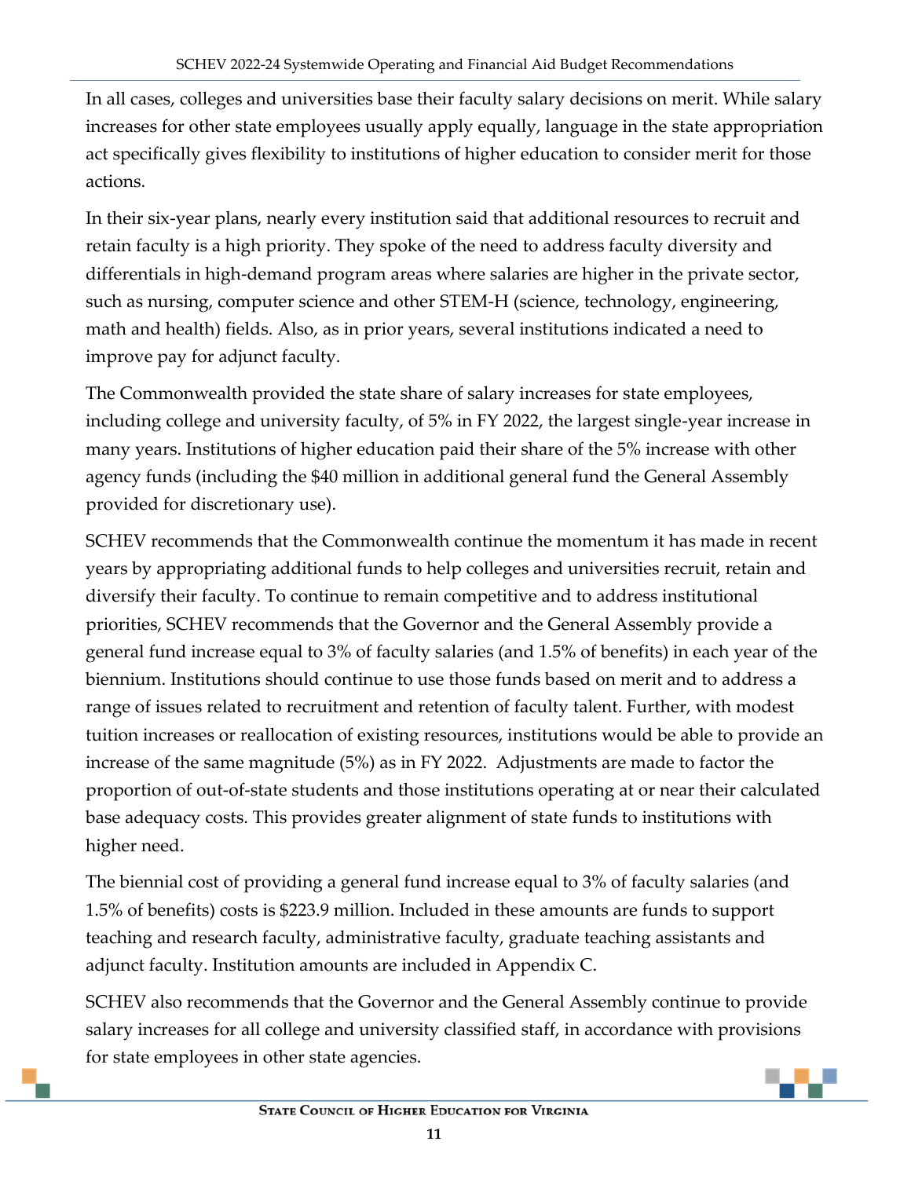In all cases, colleges and universities base their faculty salary decisions on merit. While salary increases for other state employees usually apply equally, language in the state appropriation act specifically gives flexibility to institutions of higher education to consider merit for those actions.

In their six-year plans, nearly every institution said that additional resources to recruit and retain faculty is a high priority. They spoke of the need to address faculty diversity and differentials in high-demand program areas where salaries are higher in the private sector, such as nursing, computer science and other STEM-H (science, technology, engineering, math and health) fields. Also, as in prior years, several institutions indicated a need to improve pay for adjunct faculty.

The Commonwealth provided the state share of salary increases for state employees, including college and university faculty, of 5% in FY 2022, the largest single-year increase in many years. Institutions of higher education paid their share of the 5% increase with other agency funds (including the $40 million in additional general fund the General Assembly provided for discretionary use).

SCHEV recommends that the Commonwealth continue the momentum it has made in recent years by appropriating additional funds to help colleges and universities recruit, retain and diversify their faculty. To continue to remain competitive and to address institutional priorities, SCHEV recommends that the Governor and the General Assembly provide a general fund increase equal to 3% of faculty salaries (and 1.5% of benefits) in each year of the biennium. Institutions should continue to use those funds based on merit and to address a range of issues related to recruitment and retention of faculty talent. Further, with modest tuition increases or reallocation of existing resources, institutions would be able to provide an increase of the same magnitude (5%) as in FY 2022. Adjustments are made to factor the proportion of out-of-state students and those institutions operating at or near their calculated base adequacy costs. This provides greater alignment of state funds to institutions with higher need.

The biennial cost of providing a general fund increase equal to 3% of faculty salaries (and 1.5% of benefits) costs is $223.9 million. Included in these amounts are funds to support teaching and research faculty, administrative faculty, graduate teaching assistants and adjunct faculty. Institution amounts are included in Appendix C.

SCHEV also recommends that the Governor and the General Assembly continue to provide salary increases for all college and university classified staff, in accordance with provisions for state employees in other state agencies.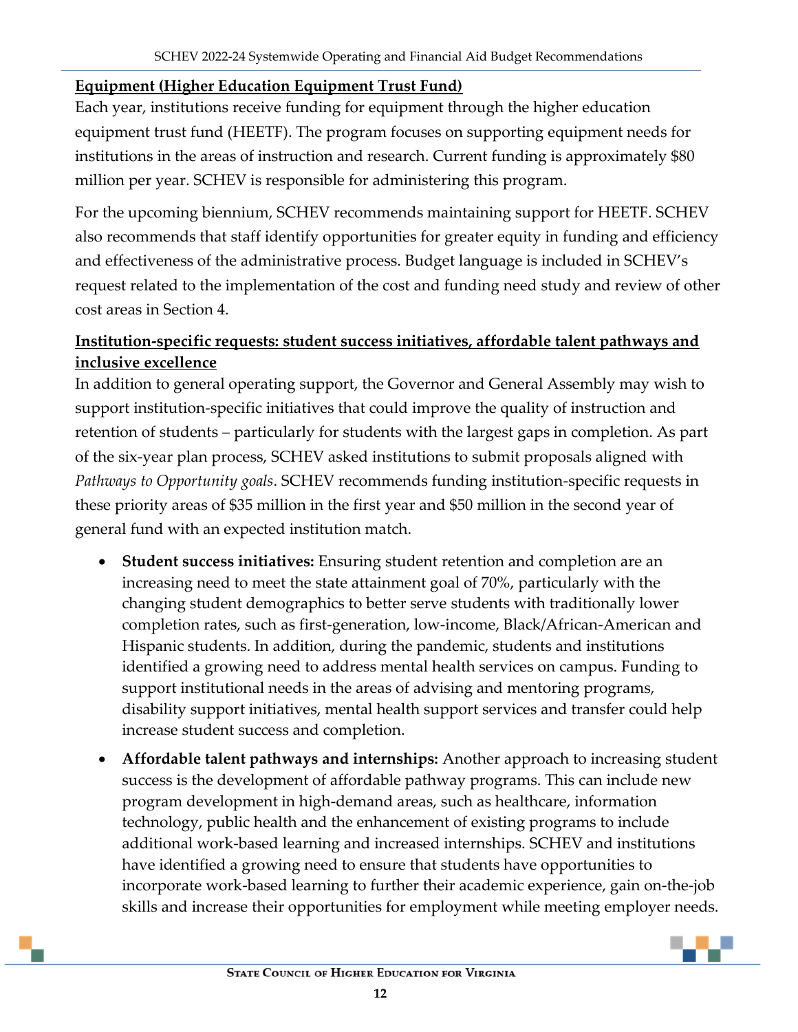**Equipment (Higher Education Equipment Trust Fund)**

Each year, institutions receive funding for equipment through the higher education equipment trust fund (HEETF). The program focuses on supporting equipment needs for institutions in the areas of instruction and research. Current funding is approximately $80 million per year. SCHEV is responsible for administering this program.

For the upcoming biennium, SCHEV recommends maintaining support for HEETF. SCHEV also recommends that staff identify opportunities for greater equity in funding and efficiency and effectiveness of the administrative process. Budget language is included in SCHEV's request related to the implementation of the cost and funding need study and review of other cost areas in Section 4.

**Institution-specific requests: student success initiatives, affordable talent pathways and inclusive excellence**

In addition to general operating support, the Governor and General Assembly may wish to support institution-specific initiatives that could improve the quality of instruction and retention of students – particularly for students with the largest gaps in completion. As part of the six-year plan process, SCHEV asked institutions to submit proposals aligned with *Pathways to Opportunity goals*. SCHEV recommends funding institution-specific requests in these priority areas of $35 million in the first year and $50 million in the second year of general fund with an expected institution match.

- **Student success initiatives:** Ensuring student retention and completion are an increasing need to meet the state attainment goal of 70%, particularly with the changing student demographics to better serve students with traditionally lower completion rates, such as first-generation, low-income, Black/African-American and Hispanic students. In addition, during the pandemic, students and institutions identified a growing need to address mental health services on campus. Funding to support institutional needs in the areas of advising and mentoring programs, disability support initiatives, mental health support services and transfer could help increase student success and completion.
- **Affordable talent pathways and internships:** Another approach to increasing student success is the development of affordable pathway programs. This can include new program development in high-demand areas, such as healthcare, information technology, public health and the enhancement of existing programs to include additional work-based learning and increased internships. SCHEV and institutions have identified a growing need to ensure that students have opportunities to incorporate work-based learning to further their academic experience, gain on-the-job skills and increase their opportunities for employment while meeting employer needs.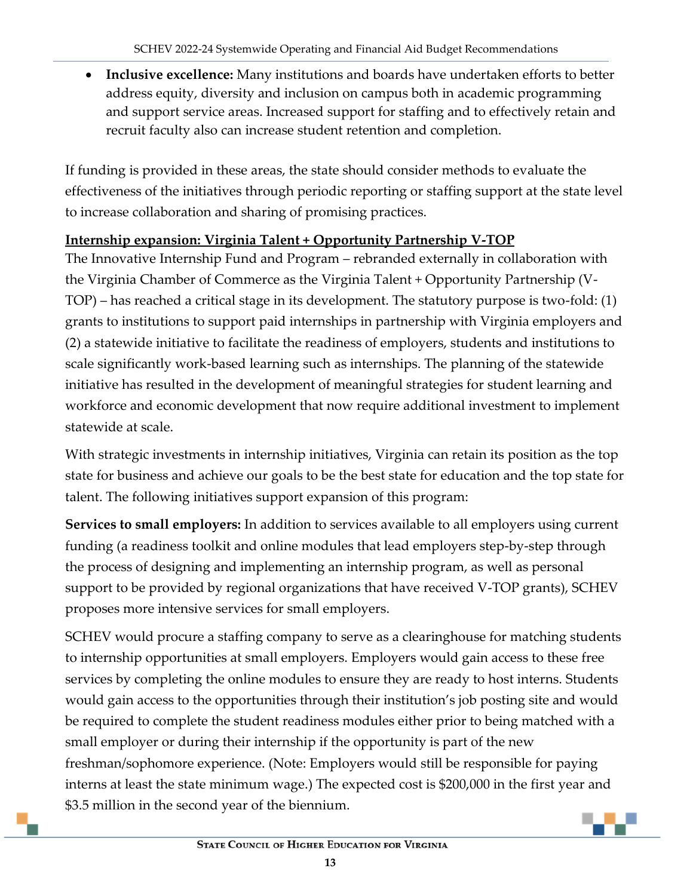- **Inclusive excellence:** Many institutions and boards have undertaken efforts to better address equity, diversity and inclusion on campus both in academic programming and support service areas. Increased support for staffing and to effectively retain and recruit faculty also can increase student retention and completion.

If funding is provided in these areas, the state should consider methods to evaluate the effectiveness of the initiatives through periodic reporting or staffing support at the state level to increase collaboration and sharing of promising practices.

**Internship expansion: Virginia Talent + Opportunity Partnership V-TOP**

The Innovative Internship Fund and Program – rebranded externally in collaboration with the Virginia Chamber of Commerce as the Virginia Talent + Opportunity Partnership (V-TOP) – has reached a critical stage in its development. The statutory purpose is two-fold: (1) grants to institutions to support paid internships in partnership with Virginia employers and (2) a statewide initiative to facilitate the readiness of employers, students and institutions to scale significantly work-based learning such as internships. The planning of the statewide initiative has resulted in the development of meaningful strategies for student learning and workforce and economic development that now require additional investment to implement statewide at scale.

With strategic investments in internship initiatives, Virginia can retain its position as the top state for business and achieve our goals to be the best state for education and the top state for talent. The following initiatives support expansion of this program:

**Services to small employers:** In addition to services available to all employers using current funding (a readiness toolkit and online modules that lead employers step-by-step through the process of designing and implementing an internship program, as well as personal support to be provided by regional organizations that have received V-TOP grants), SCHEV proposes more intensive services for small employers.

SCHEV would procure a staffing company to serve as a clearinghouse for matching students to internship opportunities at small employers. Employers would gain access to these free services by completing the online modules to ensure they are ready to host interns. Students would gain access to the opportunities through their institution's job posting site and would be required to complete the student readiness modules either prior to being matched with a small employer or during their internship if the opportunity is part of the new freshman/sophomore experience. (Note: Employers would still be responsible for paying interns at least the state minimum wage.) The expected cost is $200,000 in the first year and $3.5 million in the second year of the biennium.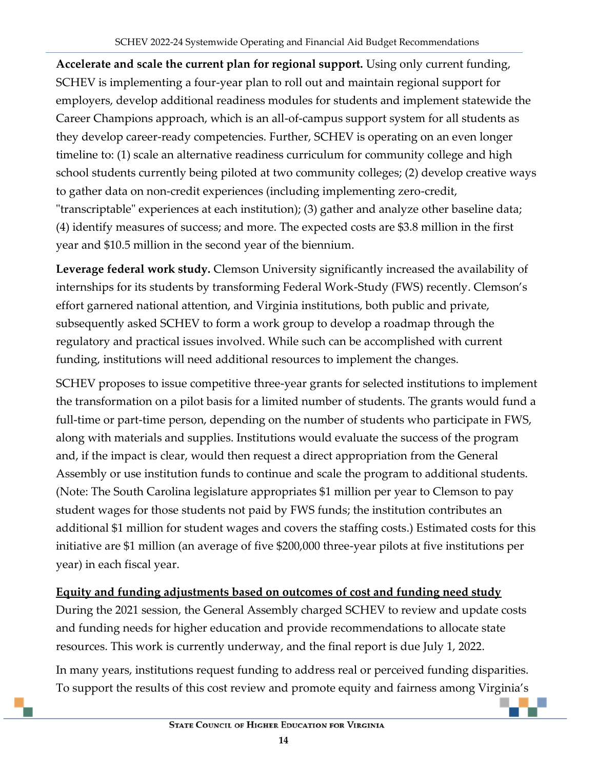**Accelerate and scale the current plan for regional support.** Using only current funding, SCHEV is implementing a four-year plan to roll out and maintain regional support for employers, develop additional readiness modules for students and implement statewide the Career Champions approach, which is an all-of-campus support system for all students as they develop career-ready competencies. Further, SCHEV is operating on an even longer timeline to: (1) scale an alternative readiness curriculum for community college and high school students currently being piloted at two community colleges; (2) develop creative ways to gather data on non-credit experiences (including implementing zero-credit, "transcriptable" experiences at each institution); (3) gather and analyze other baseline data; (4) identify measures of success; and more. The expected costs are $3.8 million in the first year and $10.5 million in the second year of the biennium.

**Leverage federal work study.** Clemson University significantly increased the availability of internships for its students by transforming Federal Work-Study (FWS) recently. Clemson's effort garnered national attention, and Virginia institutions, both public and private, subsequently asked SCHEV to form a work group to develop a roadmap through the regulatory and practical issues involved. While such can be accomplished with current funding, institutions will need additional resources to implement the changes.

SCHEV proposes to issue competitive three-year grants for selected institutions to implement the transformation on a pilot basis for a limited number of students. The grants would fund a full-time or part-time person, depending on the number of students who participate in FWS, along with materials and supplies. Institutions would evaluate the success of the program and, if the impact is clear, would then request a direct appropriation from the General Assembly or use institution funds to continue and scale the program to additional students. (Note: The South Carolina legislature appropriates $1 million per year to Clemson to pay student wages for those students not paid by FWS funds; the institution contributes an additional $1 million for student wages and covers the staffing costs.) Estimated costs for this initiative are $1 million (an average of five $200,000 three-year pilots at five institutions per year) in each fiscal year.

**<u>Equity and funding adjustments based on outcomes of cost and funding need study</u>**

During the 2021 session, the General Assembly charged SCHEV to review and update costs and funding needs for higher education and provide recommendations to allocate state resources. This work is currently underway, and the final report is due July 1, 2022.

In many years, institutions request funding to address real or perceived funding disparities. To support the results of this cost review and promote equity and fairness among Virginia's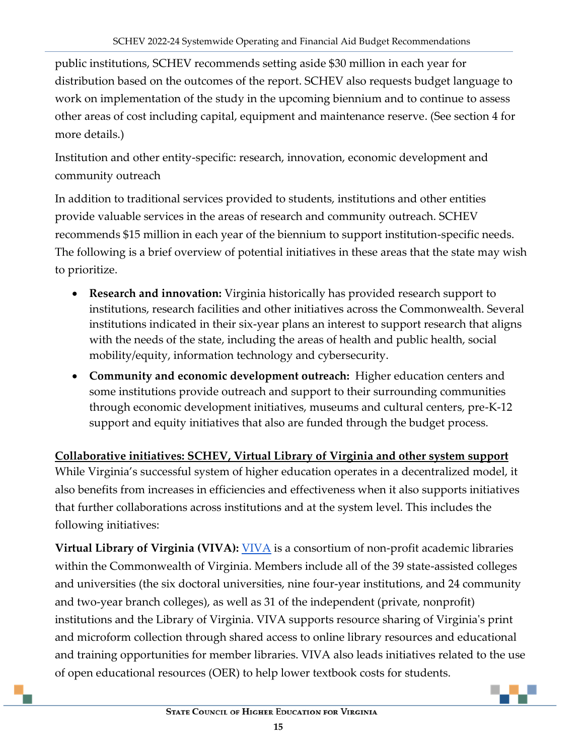public institutions, SCHEV recommends setting aside $30 million in each year for distribution based on the outcomes of the report. SCHEV also requests budget language to work on implementation of the study in the upcoming biennium and to continue to assess other areas of cost including capital, equipment and maintenance reserve. (See section 4 for more details.)

Institution and other entity-specific: research, innovation, economic development and community outreach

In addition to traditional services provided to students, institutions and other entities provide valuable services in the areas of research and community outreach. SCHEV recommends $15 million in each year of the biennium to support institution-specific needs. The following is a brief overview of potential initiatives in these areas that the state may wish to prioritize.

- **Research and innovation:** Virginia historically has provided research support to institutions, research facilities and other initiatives across the Commonwealth. Several institutions indicated in their six-year plans an interest to support research that aligns with the needs of the state, including the areas of health and public health, social mobility/equity, information technology and cybersecurity.
- **Community and economic development outreach:** Higher education centers and some institutions provide outreach and support to their surrounding communities through economic development initiatives, museums and cultural centers, pre-K-12 support and equity initiatives that also are funded through the budget process.

**Collaborative initiatives: SCHEV, Virtual Library of Virginia and other system support**

While Virginia's successful system of higher education operates in a decentralized model, it also benefits from increases in efficiencies and effectiveness when it also supports initiatives that further collaborations across institutions and at the system level. This includes the following initiatives:

**Virtual Library of Virginia (VIVA):** VIVA is a consortium of non-profit academic libraries within the Commonwealth of Virginia. Members include all of the 39 state-assisted colleges and universities (the six doctoral universities, nine four-year institutions, and 24 community and two-year branch colleges), as well as 31 of the independent (private, nonprofit) institutions and the Library of Virginia. VIVA supports resource sharing of Virginia's print and microform collection through shared access to online library resources and educational and training opportunities for member libraries. VIVA also leads initiatives related to the use of open educational resources (OER) to help lower textbook costs for students.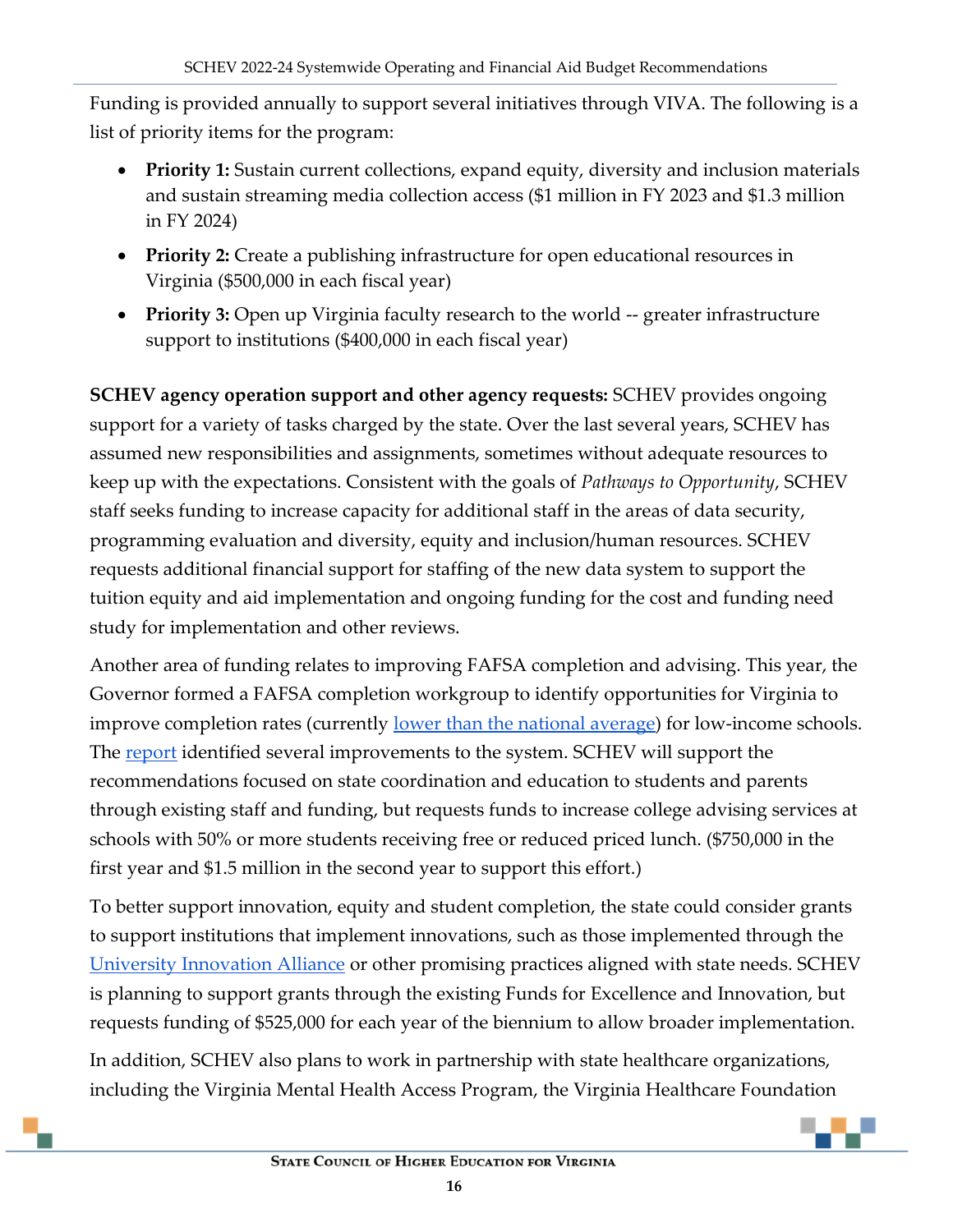Funding is provided annually to support several initiatives through VIVA. The following is a list of priority items for the program:

- **Priority 1:** Sustain current collections, expand equity, diversity and inclusion materials and sustain streaming media collection access ($1 million in FY 2023 and $1.3 million in FY 2024)
- **Priority 2:** Create a publishing infrastructure for open educational resources in Virginia ($500,000 in each fiscal year)
- **Priority 3:** Open up Virginia faculty research to the world -- greater infrastructure support to institutions ($400,000 in each fiscal year)

**SCHEV agency operation support and other agency requests:** SCHEV provides ongoing support for a variety of tasks charged by the state. Over the last several years, SCHEV has assumed new responsibilities and assignments, sometimes without adequate resources to keep up with the expectations. Consistent with the goals of *Pathways to Opportunity*, SCHEV staff seeks funding to increase capacity for additional staff in the areas of data security, programming evaluation and diversity, equity and inclusion/human resources. SCHEV requests additional financial support for staffing of the new data system to support the tuition equity and aid implementation and ongoing funding for the cost and funding need study for implementation and other reviews.

Another area of funding relates to improving FAFSA completion and advising. This year, the Governor formed a FAFSA completion workgroup to identify opportunities for Virginia to improve completion rates (currently lower than the national average) for low-income schools. The report identified several improvements to the system. SCHEV will support the recommendations focused on state coordination and education to students and parents through existing staff and funding, but requests funds to increase college advising services at schools with 50% or more students receiving free or reduced priced lunch. ($750,000 in the first year and $1.5 million in the second year to support this effort.)

To better support innovation, equity and student completion, the state could consider grants to support institutions that implement innovations, such as those implemented through the University Innovation Alliance or other promising practices aligned with state needs. SCHEV is planning to support grants through the existing Funds for Excellence and Innovation, but requests funding of $525,000 for each year of the biennium to allow broader implementation.

In addition, SCHEV also plans to work in partnership with state healthcare organizations, including the Virginia Mental Health Access Program, the Virginia Healthcare Foundation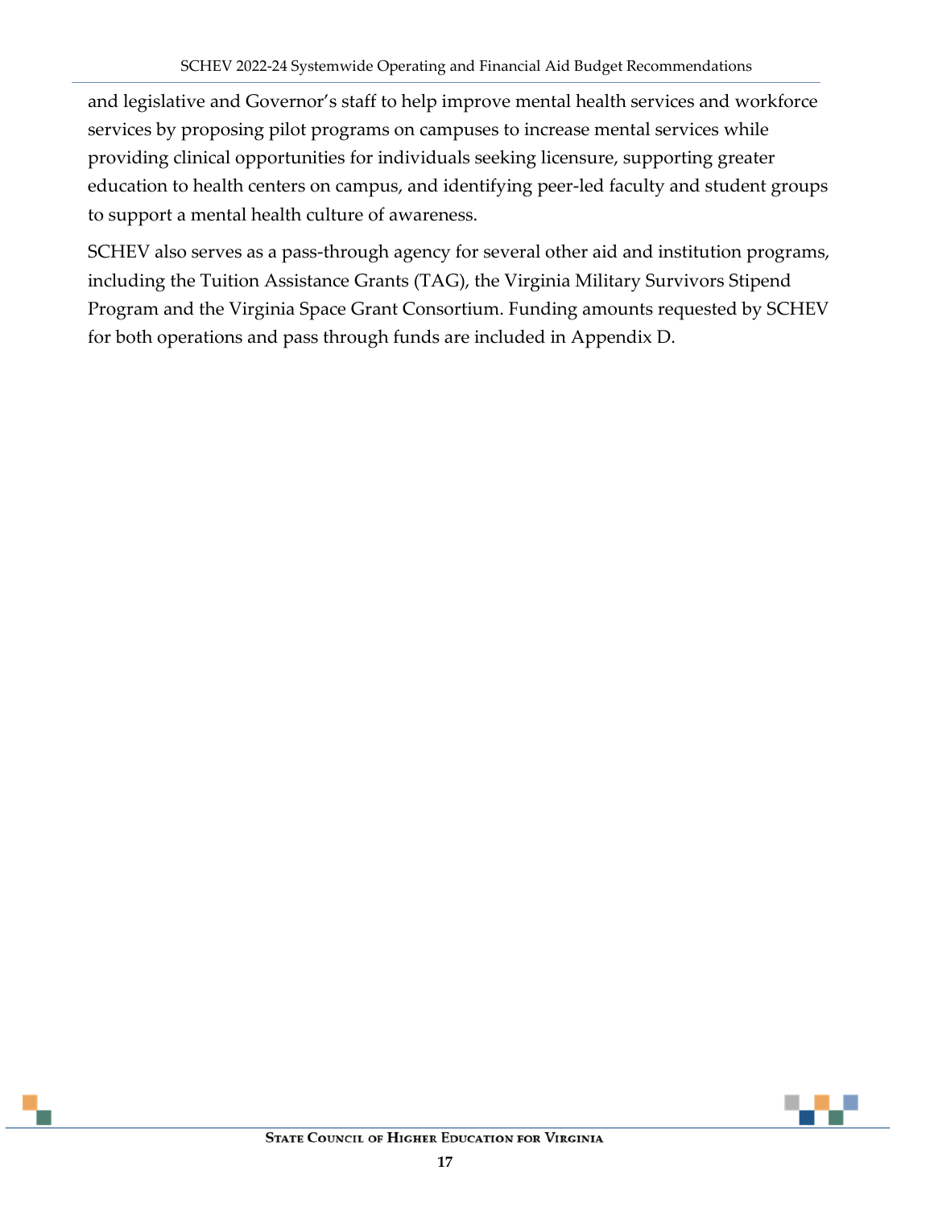and legislative and Governor's staff to help improve mental health services and workforce services by proposing pilot programs on campuses to increase mental services while providing clinical opportunities for individuals seeking licensure, supporting greater education to health centers on campus, and identifying peer-led faculty and student groups to support a mental health culture of awareness.

SCHEV also serves as a pass-through agency for several other aid and institution programs, including the Tuition Assistance Grants (TAG), the Virginia Military Survivors Stipend Program and the Virginia Space Grant Consortium. Funding amounts requested by SCHEV for both operations and pass through funds are included in Appendix D.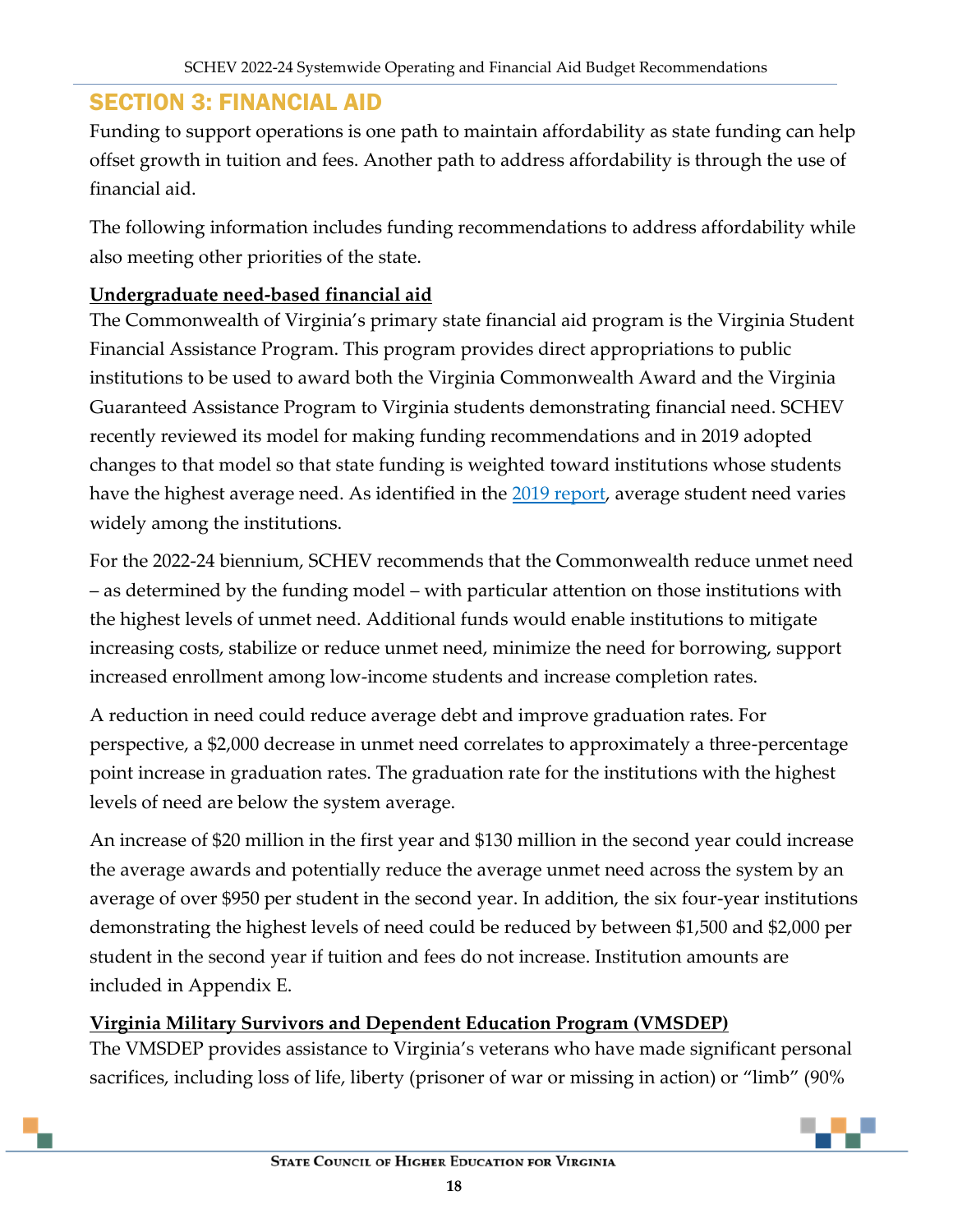## SECTION 3: FINANCIAL AID

Funding to support operations is one path to maintain affordability as state funding can help offset growth in tuition and fees. Another path to address affordability is through the use of financial aid.

The following information includes funding recommendations to address affordability while also meeting other priorities of the state.

### Undergraduate need-based financial aid

The Commonwealth of Virginia's primary state financial aid program is the Virginia Student Financial Assistance Program. This program provides direct appropriations to public institutions to be used to award both the Virginia Commonwealth Award and the Virginia Guaranteed Assistance Program to Virginia students demonstrating financial need. SCHEV recently reviewed its model for making funding recommendations and in 2019 adopted changes to that model so that state funding is weighted toward institutions whose students have the highest average need. As identified in the 2019 report, average student need varies widely among the institutions.

For the 2022-24 biennium, SCHEV recommends that the Commonwealth reduce unmet need – as determined by the funding model – with particular attention on those institutions with the highest levels of unmet need. Additional funds would enable institutions to mitigate increasing costs, stabilize or reduce unmet need, minimize the need for borrowing, support increased enrollment among low-income students and increase completion rates.

A reduction in need could reduce average debt and improve graduation rates. For perspective, a $2,000 decrease in unmet need correlates to approximately a three-percentage point increase in graduation rates. The graduation rate for the institutions with the highest levels of need are below the system average.

An increase of $20 million in the first year and $130 million in the second year could increase the average awards and potentially reduce the average unmet need across the system by an average of over $950 per student in the second year. In addition, the six four-year institutions demonstrating the highest levels of need could be reduced by between $1,500 and $2,000 per student in the second year if tuition and fees do not increase. Institution amounts are included in Appendix E.

### Virginia Military Survivors and Dependent Education Program (VMSDEP)

The VMSDEP provides assistance to Virginia's veterans who have made significant personal sacrifices, including loss of life, liberty (prisoner of war or missing in action) or "limb" (90%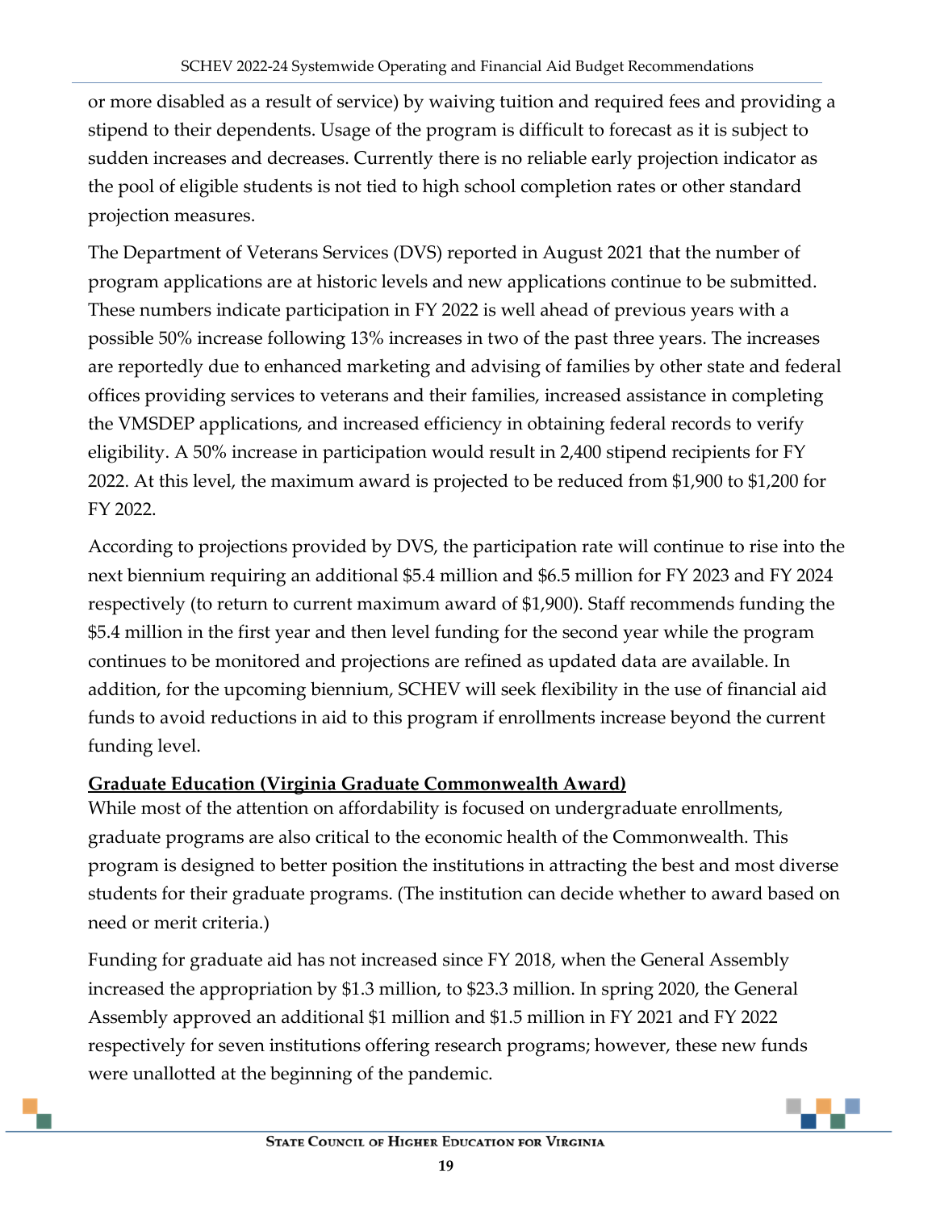or more disabled as a result of service) by waiving tuition and required fees and providing a stipend to their dependents. Usage of the program is difficult to forecast as it is subject to sudden increases and decreases. Currently there is no reliable early projection indicator as the pool of eligible students is not tied to high school completion rates or other standard projection measures.

The Department of Veterans Services (DVS) reported in August 2021 that the number of program applications are at historic levels and new applications continue to be submitted. These numbers indicate participation in FY 2022 is well ahead of previous years with a possible 50% increase following 13% increases in two of the past three years. The increases are reportedly due to enhanced marketing and advising of families by other state and federal offices providing services to veterans and their families, increased assistance in completing the VMSDEP applications, and increased efficiency in obtaining federal records to verify eligibility. A 50% increase in participation would result in 2,400 stipend recipients for FY 2022. At this level, the maximum award is projected to be reduced from $1,900 to $1,200 for FY 2022.

According to projections provided by DVS, the participation rate will continue to rise into the next biennium requiring an additional $5.4 million and $6.5 million for FY 2023 and FY 2024 respectively (to return to current maximum award of $1,900). Staff recommends funding the $5.4 million in the first year and then level funding for the second year while the program continues to be monitored and projections are refined as updated data are available. In addition, for the upcoming biennium, SCHEV will seek flexibility in the use of financial aid funds to avoid reductions in aid to this program if enrollments increase beyond the current funding level.

**Graduate Education (Virginia Graduate Commonwealth Award)**

While most of the attention on affordability is focused on undergraduate enrollments, graduate programs are also critical to the economic health of the Commonwealth. This program is designed to better position the institutions in attracting the best and most diverse students for their graduate programs. (The institution can decide whether to award based on need or merit criteria.)

Funding for graduate aid has not increased since FY 2018, when the General Assembly increased the appropriation by $1.3 million, to $23.3 million. In spring 2020, the General Assembly approved an additional $1 million and $1.5 million in FY 2021 and FY 2022 respectively for seven institutions offering research programs; however, these new funds were unallotted at the beginning of the pandemic.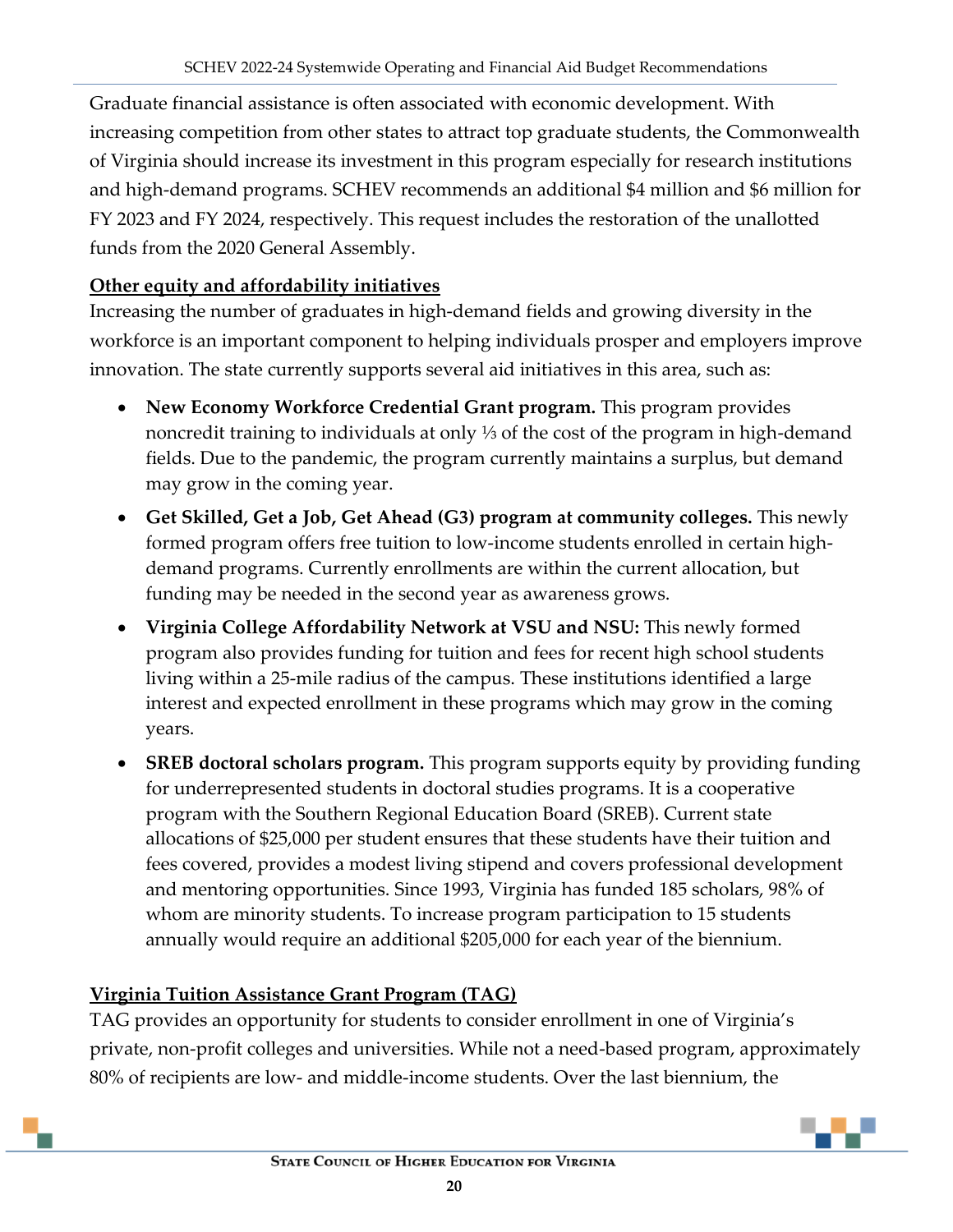Graduate financial assistance is often associated with economic development. With increasing competition from other states to attract top graduate students, the Commonwealth of Virginia should increase its investment in this program especially for research institutions and high-demand programs. SCHEV recommends an additional $4 million and $6 million for FY 2023 and FY 2024, respectively. This request includes the restoration of the unallotted funds from the 2020 General Assembly.

**Other equity and affordability initiatives**

Increasing the number of graduates in high-demand fields and growing diversity in the workforce is an important component to helping individuals prosper and employers improve innovation. The state currently supports several aid initiatives in this area, such as:

- **New Economy Workforce Credential Grant program.** This program provides noncredit training to individuals at only ⅓ of the cost of the program in high-demand fields. Due to the pandemic, the program currently maintains a surplus, but demand may grow in the coming year.
- **Get Skilled, Get a Job, Get Ahead (G3) program at community colleges.** This newly formed program offers free tuition to low-income students enrolled in certain high-demand programs. Currently enrollments are within the current allocation, but funding may be needed in the second year as awareness grows.
- **Virginia College Affordability Network at VSU and NSU:** This newly formed program also provides funding for tuition and fees for recent high school students living within a 25-mile radius of the campus. These institutions identified a large interest and expected enrollment in these programs which may grow in the coming years.
- **SREB doctoral scholars program.** This program supports equity by providing funding for underrepresented students in doctoral studies programs. It is a cooperative program with the Southern Regional Education Board (SREB). Current state allocations of $25,000 per student ensures that these students have their tuition and fees covered, provides a modest living stipend and covers professional development and mentoring opportunities. Since 1993, Virginia has funded 185 scholars, 98% of whom are minority students. To increase program participation to 15 students annually would require an additional $205,000 for each year of the biennium.

**Virginia Tuition Assistance Grant Program (TAG)**

TAG provides an opportunity for students to consider enrollment in one of Virginia's private, non-profit colleges and universities. While not a need-based program, approximately 80% of recipients are low- and middle-income students. Over the last biennium, the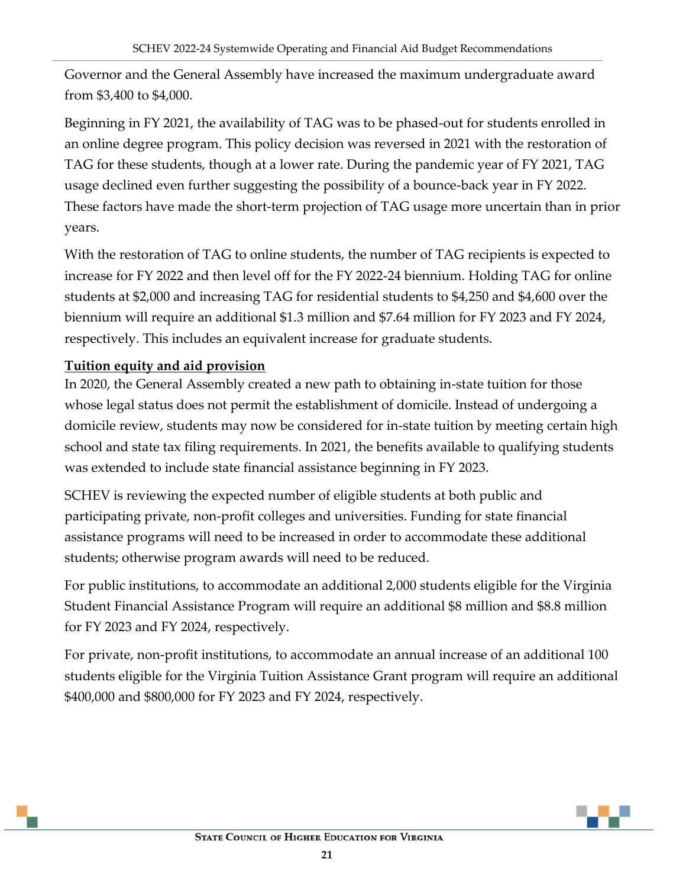Governor and the General Assembly have increased the maximum undergraduate award from $3,400 to $4,000.

Beginning in FY 2021, the availability of TAG was to be phased-out for students enrolled in an online degree program. This policy decision was reversed in 2021 with the restoration of TAG for these students, though at a lower rate. During the pandemic year of FY 2021, TAG usage declined even further suggesting the possibility of a bounce-back year in FY 2022. These factors have made the short-term projection of TAG usage more uncertain than in prior years.

With the restoration of TAG to online students, the number of TAG recipients is expected to increase for FY 2022 and then level off for the FY 2022-24 biennium. Holding TAG for online students at $2,000 and increasing TAG for residential students to $4,250 and $4,600 over the biennium will require an additional $1.3 million and $7.64 million for FY 2023 and FY 2024, respectively. This includes an equivalent increase for graduate students.

**Tuition equity and aid provision**

In 2020, the General Assembly created a new path to obtaining in-state tuition for those whose legal status does not permit the establishment of domicile. Instead of undergoing a domicile review, students may now be considered for in-state tuition by meeting certain high school and state tax filing requirements. In 2021, the benefits available to qualifying students was extended to include state financial assistance beginning in FY 2023.

SCHEV is reviewing the expected number of eligible students at both public and participating private, non-profit colleges and universities. Funding for state financial assistance programs will need to be increased in order to accommodate these additional students; otherwise program awards will need to be reduced.

For public institutions, to accommodate an additional 2,000 students eligible for the Virginia Student Financial Assistance Program will require an additional $8 million and $8.8 million for FY 2023 and FY 2024, respectively.

For private, non-profit institutions, to accommodate an annual increase of an additional 100 students eligible for the Virginia Tuition Assistance Grant program will require an additional $400,000 and $800,000 for FY 2023 and FY 2024, respectively.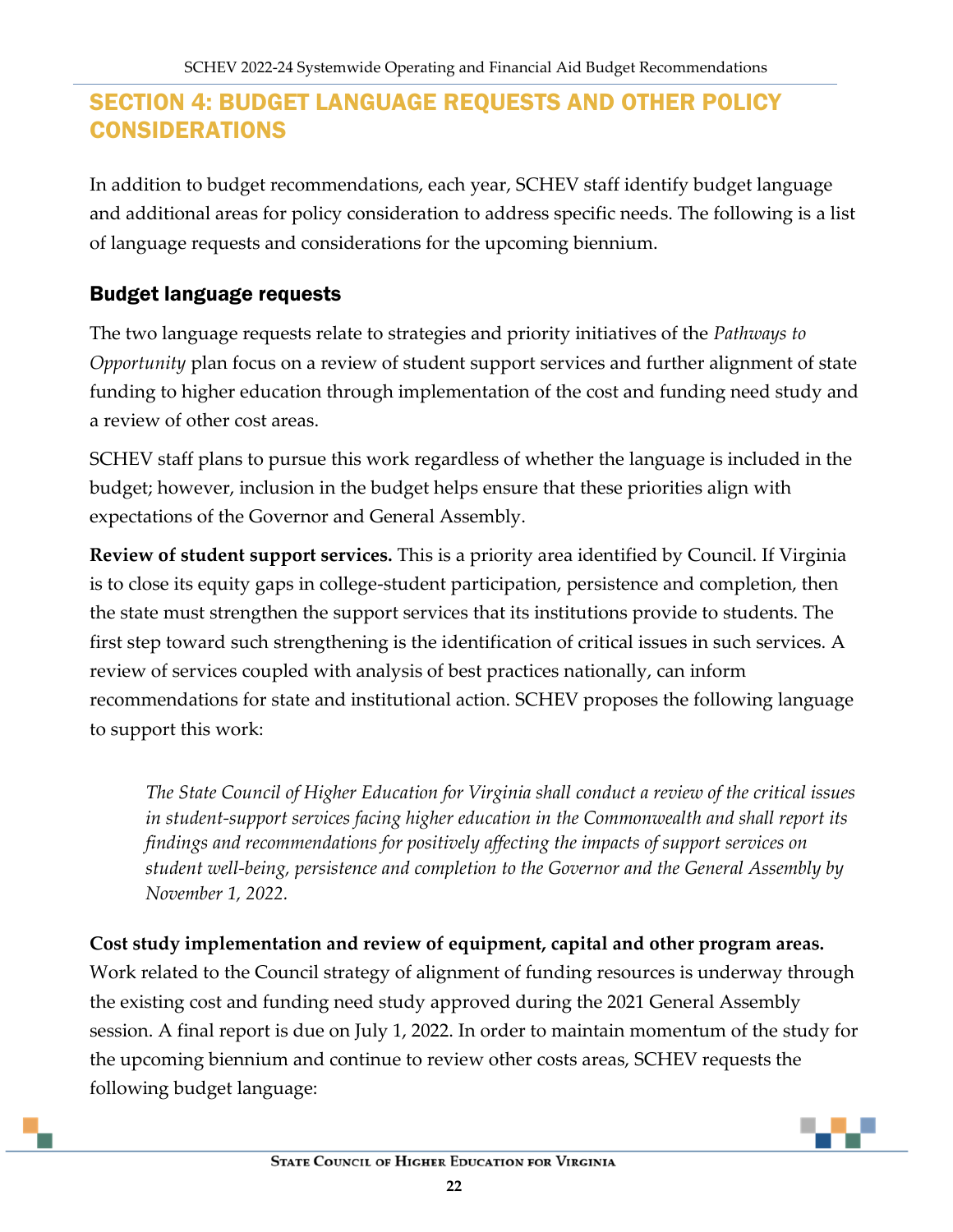# SECTION 4: BUDGET LANGUAGE REQUESTS AND OTHER POLICY CONSIDERATIONS

In addition to budget recommendations, each year, SCHEV staff identify budget language and additional areas for policy consideration to address specific needs. The following is a list of language requests and considerations for the upcoming biennium.

## Budget language requests

The two language requests relate to strategies and priority initiatives of the *Pathways to Opportunity* plan focus on a review of student support services and further alignment of state funding to higher education through implementation of the cost and funding need study and a review of other cost areas.

SCHEV staff plans to pursue this work regardless of whether the language is included in the budget; however, inclusion in the budget helps ensure that these priorities align with expectations of the Governor and General Assembly.

**Review of student support services.** This is a priority area identified by Council. If Virginia is to close its equity gaps in college-student participation, persistence and completion, then the state must strengthen the support services that its institutions provide to students. The first step toward such strengthening is the identification of critical issues in such services. A review of services coupled with analysis of best practices nationally, can inform recommendations for state and institutional action. SCHEV proposes the following language to support this work:

> *The State Council of Higher Education for Virginia shall conduct a review of the critical issues in student-support services facing higher education in the Commonwealth and shall report its findings and recommendations for positively affecting the impacts of support services on student well-being, persistence and completion to the Governor and the General Assembly by November 1, 2022.*

**Cost study implementation and review of equipment, capital and other program areas.** Work related to the Council strategy of alignment of funding resources is underway through the existing cost and funding need study approved during the 2021 General Assembly session. A final report is due on July 1, 2022. In order to maintain momentum of the study for the upcoming biennium and continue to review other costs areas, SCHEV requests the following budget language: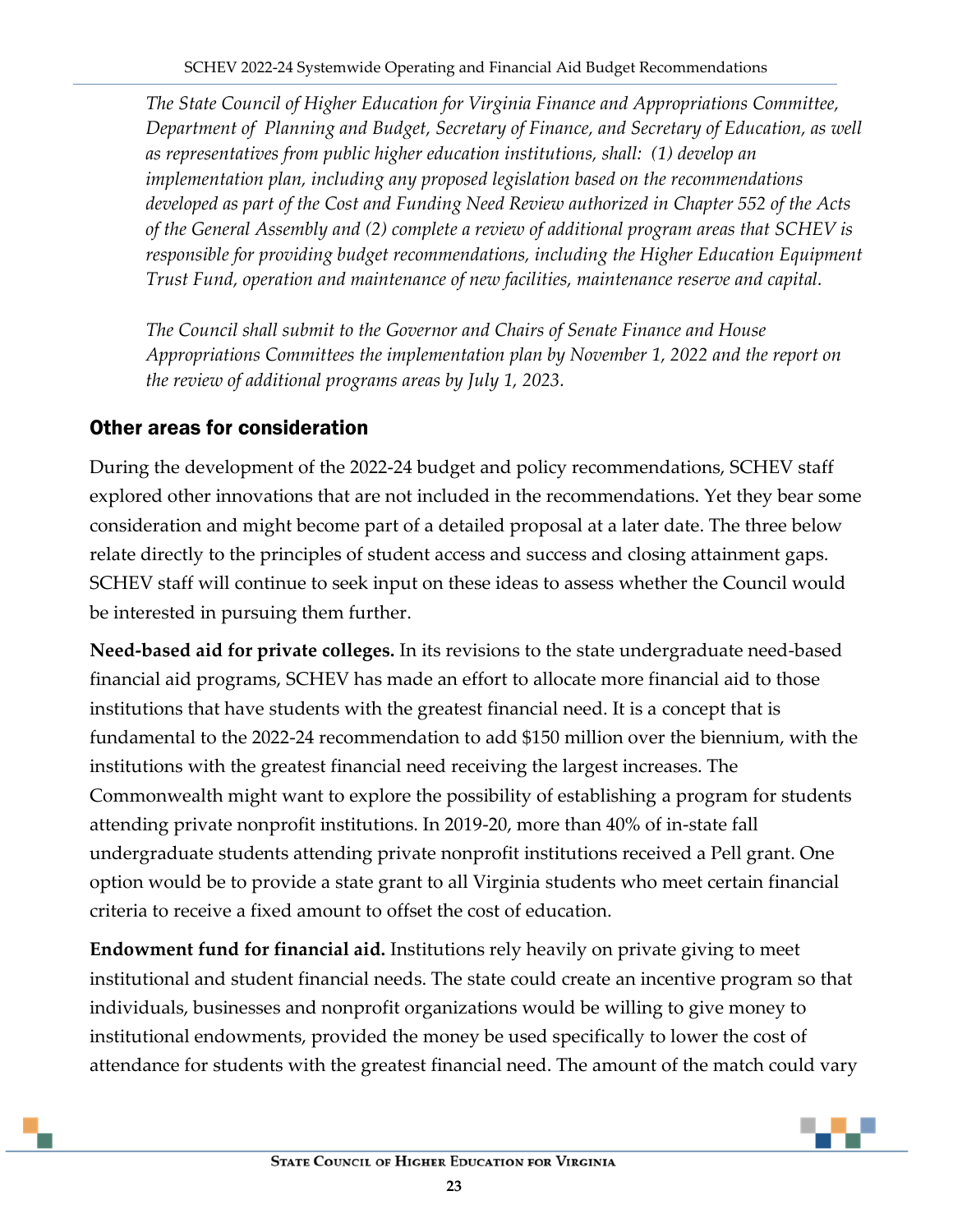*The State Council of Higher Education for Virginia Finance and Appropriations Committee, Department of Planning and Budget, Secretary of Finance, and Secretary of Education, as well as representatives from public higher education institutions, shall: (1) develop an implementation plan, including any proposed legislation based on the recommendations developed as part of the Cost and Funding Need Review authorized in Chapter 552 of the Acts of the General Assembly and (2) complete a review of additional program areas that SCHEV is responsible for providing budget recommendations, including the Higher Education Equipment Trust Fund, operation and maintenance of new facilities, maintenance reserve and capital.*

*The Council shall submit to the Governor and Chairs of Senate Finance and House Appropriations Committees the implementation plan by November 1, 2022 and the report on the review of additional programs areas by July 1, 2023.*

## Other areas for consideration

During the development of the 2022-24 budget and policy recommendations, SCHEV staff explored other innovations that are not included in the recommendations. Yet they bear some consideration and might become part of a detailed proposal at a later date. The three below relate directly to the principles of student access and success and closing attainment gaps. SCHEV staff will continue to seek input on these ideas to assess whether the Council would be interested in pursuing them further.

**Need-based aid for private colleges.** In its revisions to the state undergraduate need-based financial aid programs, SCHEV has made an effort to allocate more financial aid to those institutions that have students with the greatest financial need. It is a concept that is fundamental to the 2022-24 recommendation to add $150 million over the biennium, with the institutions with the greatest financial need receiving the largest increases. The Commonwealth might want to explore the possibility of establishing a program for students attending private nonprofit institutions. In 2019-20, more than 40% of in-state fall undergraduate students attending private nonprofit institutions received a Pell grant. One option would be to provide a state grant to all Virginia students who meet certain financial criteria to receive a fixed amount to offset the cost of education.

**Endowment fund for financial aid.** Institutions rely heavily on private giving to meet institutional and student financial needs. The state could create an incentive program so that individuals, businesses and nonprofit organizations would be willing to give money to institutional endowments, provided the money be used specifically to lower the cost of attendance for students with the greatest financial need. The amount of the match could vary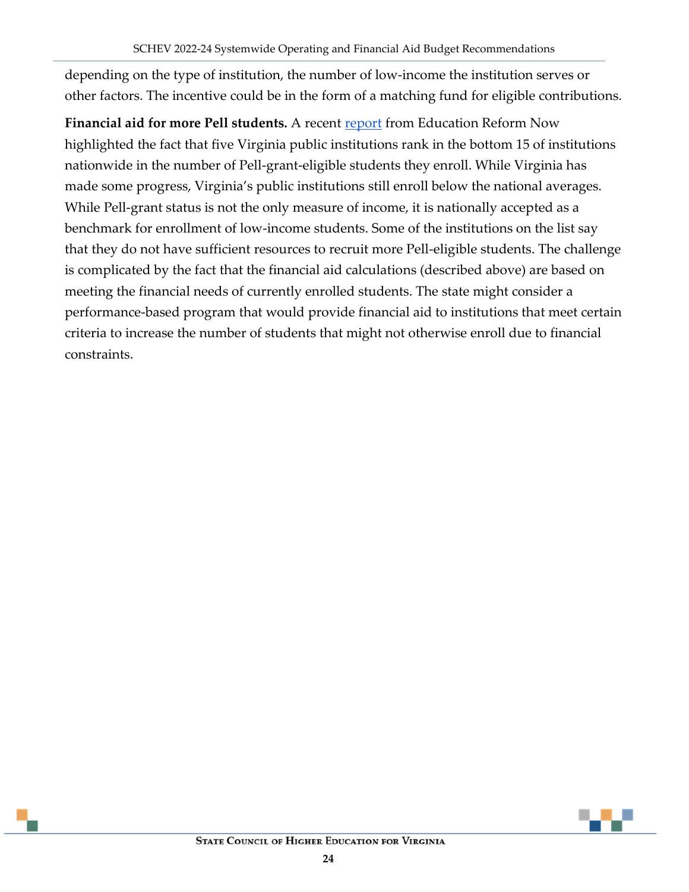depending on the type of institution, the number of low-income the institution serves or other factors. The incentive could be in the form of a matching fund for eligible contributions.

**Financial aid for more Pell students.** A recent [report](report) from Education Reform Now highlighted the fact that five Virginia public institutions rank in the bottom 15 of institutions nationwide in the number of Pell-grant-eligible students they enroll. While Virginia has made some progress, Virginia's public institutions still enroll below the national averages. While Pell-grant status is not the only measure of income, it is nationally accepted as a benchmark for enrollment of low-income students. Some of the institutions on the list say that they do not have sufficient resources to recruit more Pell-eligible students. The challenge is complicated by the fact that the financial aid calculations (described above) are based on meeting the financial needs of currently enrolled students. The state might consider a performance-based program that would provide financial aid to institutions that meet certain criteria to increase the number of students that might not otherwise enroll due to financial constraints.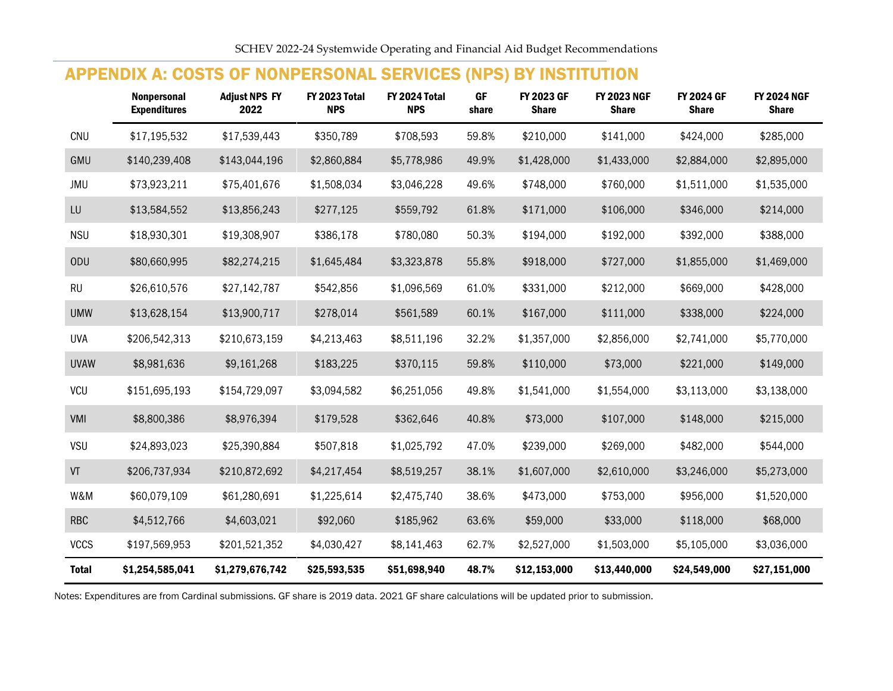## APPENDIX A: COSTS OF NONPERSONAL SERVICES (NPS) BY INSTITUTION

| | Nonpersonal Expenditures | Adjust NPS FY 2022 | FY 2023 Total NPS | FY 2024 Total NPS | GF share | FY 2023 GF Share | FY 2023 NGF Share | FY 2024 GF Share | FY 2024 NGF Share |
|---|---|---|---|---|---|---|---|---|---|
| CNU | $17,195,532 | $17,539,443 | $350,789 | $708,593 | 59.8% | $210,000 | $141,000 | $424,000 | $285,000 |
| GMU | $140,239,408 | $143,044,196 | $2,860,884 | $5,778,986 | 49.9% | $1,428,000 | $1,433,000 | $2,884,000 | $2,895,000 |
| JMU | $73,923,211 | $75,401,676 | $1,508,034 | $3,046,228 | 49.6% | $748,000 | $760,000 | $1,511,000 | $1,535,000 |
| LU | $13,584,552 | $13,856,243 | $277,125 | $559,792 | 61.8% | $171,000 | $106,000 | $346,000 | $214,000 |
| NSU | $18,930,301 | $19,308,907 | $386,178 | $780,080 | 50.3% | $194,000 | $192,000 | $392,000 | $388,000 |
| ODU | $80,660,995 | $82,274,215 | $1,645,484 | $3,323,878 | 55.8% | $918,000 | $727,000 | $1,855,000 | $1,469,000 |
| RU | $26,610,576 | $27,142,787 | $542,856 | $1,096,569 | 61.0% | $331,000 | $212,000 | $669,000 | $428,000 |
| UMW | $13,628,154 | $13,900,717 | $278,014 | $561,589 | 60.1% | $167,000 | $111,000 | $338,000 | $224,000 |
| UVA | $206,542,313 | $210,673,159 | $4,213,463 | $8,511,196 | 32.2% | $1,357,000 | $2,856,000 | $2,741,000 | $5,770,000 |
| UVAW | $8,981,636 | $9,161,268 | $183,225 | $370,115 | 59.8% | $110,000 | $73,000 | $221,000 | $149,000 |
| VCU | $151,695,193 | $154,729,097 | $3,094,582 | $6,251,056 | 49.8% | $1,541,000 | $1,554,000 | $3,113,000 | $3,138,000 |
| VMI | $8,800,386 | $8,976,394 | $179,528 | $362,646 | 40.8% | $73,000 | $107,000 | $148,000 | $215,000 |
| VSU | $24,893,023 | $25,390,884 | $507,818 | $1,025,792 | 47.0% | $239,000 | $269,000 | $482,000 | $544,000 |
| VT | $206,737,934 | $210,872,692 | $4,217,454 | $8,519,257 | 38.1% | $1,607,000 | $2,610,000 | $3,246,000 | $5,273,000 |
| W&M | $60,079,109 | $61,280,691 | $1,225,614 | $2,475,740 | 38.6% | $473,000 | $753,000 | $956,000 | $1,520,000 |
| RBC | $4,512,766 | $4,603,021 | $92,060 | $185,962 | 63.6% | $59,000 | $33,000 | $118,000 | $68,000 |
| VCCS | $197,569,953 | $201,521,352 | $4,030,427 | $8,141,463 | 62.7% | $2,527,000 | $1,503,000 | $5,105,000 | $3,036,000 |
| **Total** | **$1,254,585,041** | **$1,279,676,742** | **$25,593,535** | **$51,698,940** | **48.7%** | **$12,153,000** | **$13,440,000** | **$24,549,000** | **$27,151,000** |

Notes: Expenditures are from Cardinal submissions. GF share is 2019 data. 2021 GF share calculations will be updated prior to submission.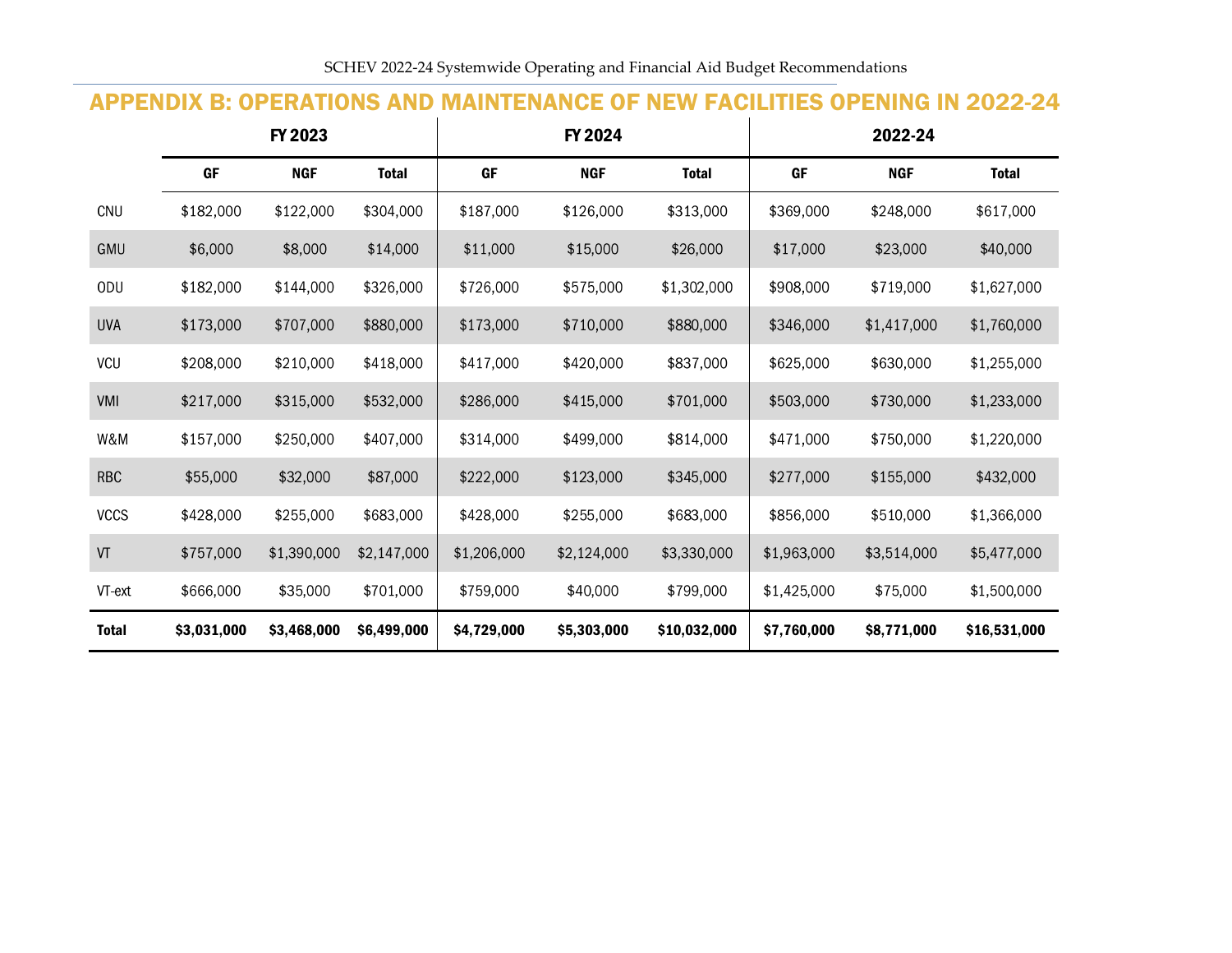## APPENDIX B: OPERATIONS AND MAINTENANCE OF NEW FACILITIES OPENING IN 2022-24

| | FY 2023 | | | FY 2024 | | | 2022-24 | | |
|---|---|---|---|---|---|---|---|---|---|
| | GF | NGF | Total | GF | NGF | Total | GF | NGF | Total |
| CNU | $182,000 | $122,000 | $304,000 | $187,000 | $126,000 | $313,000 | $369,000 | $248,000 | $617,000 |
| GMU | $6,000 | $8,000 | $14,000 | $11,000 | $15,000 | $26,000 | $17,000 | $23,000 | $40,000 |
| ODU | $182,000 | $144,000 | $326,000 | $726,000 | $575,000 | $1,302,000 | $908,000 | $719,000 | $1,627,000 |
| UVA | $173,000 | $707,000 | $880,000 | $173,000 | $710,000 | $880,000 | $346,000 | $1,417,000 | $1,760,000 |
| VCU | $208,000 | $210,000 | $418,000 | $417,000 | $420,000 | $837,000 | $625,000 | $630,000 | $1,255,000 |
| VMI | $217,000 | $315,000 | $532,000 | $286,000 | $415,000 | $701,000 | $503,000 | $730,000 | $1,233,000 |
| W&M | $157,000 | $250,000 | $407,000 | $314,000 | $499,000 | $814,000 | $471,000 | $750,000 | $1,220,000 |
| RBC | $55,000 | $32,000 | $87,000 | $222,000 | $123,000 | $345,000 | $277,000 | $155,000 | $432,000 |
| VCCS | $428,000 | $255,000 | $683,000 | $428,000 | $255,000 | $683,000 | $856,000 | $510,000 | $1,366,000 |
| VT | $757,000 | $1,390,000 | $2,147,000 | $1,206,000 | $2,124,000 | $3,330,000 | $1,963,000 | $3,514,000 | $5,477,000 |
| VT-ext | $666,000 | $35,000 | $701,000 | $759,000 | $40,000 | $799,000 | $1,425,000 | $75,000 | $1,500,000 |
| **Total** | **$3,031,000** | **$3,468,000** | **$6,499,000** | **$4,729,000** | **$5,303,000** | **$10,032,000** | **$7,760,000** | **$8,771,000** | **$16,531,000** |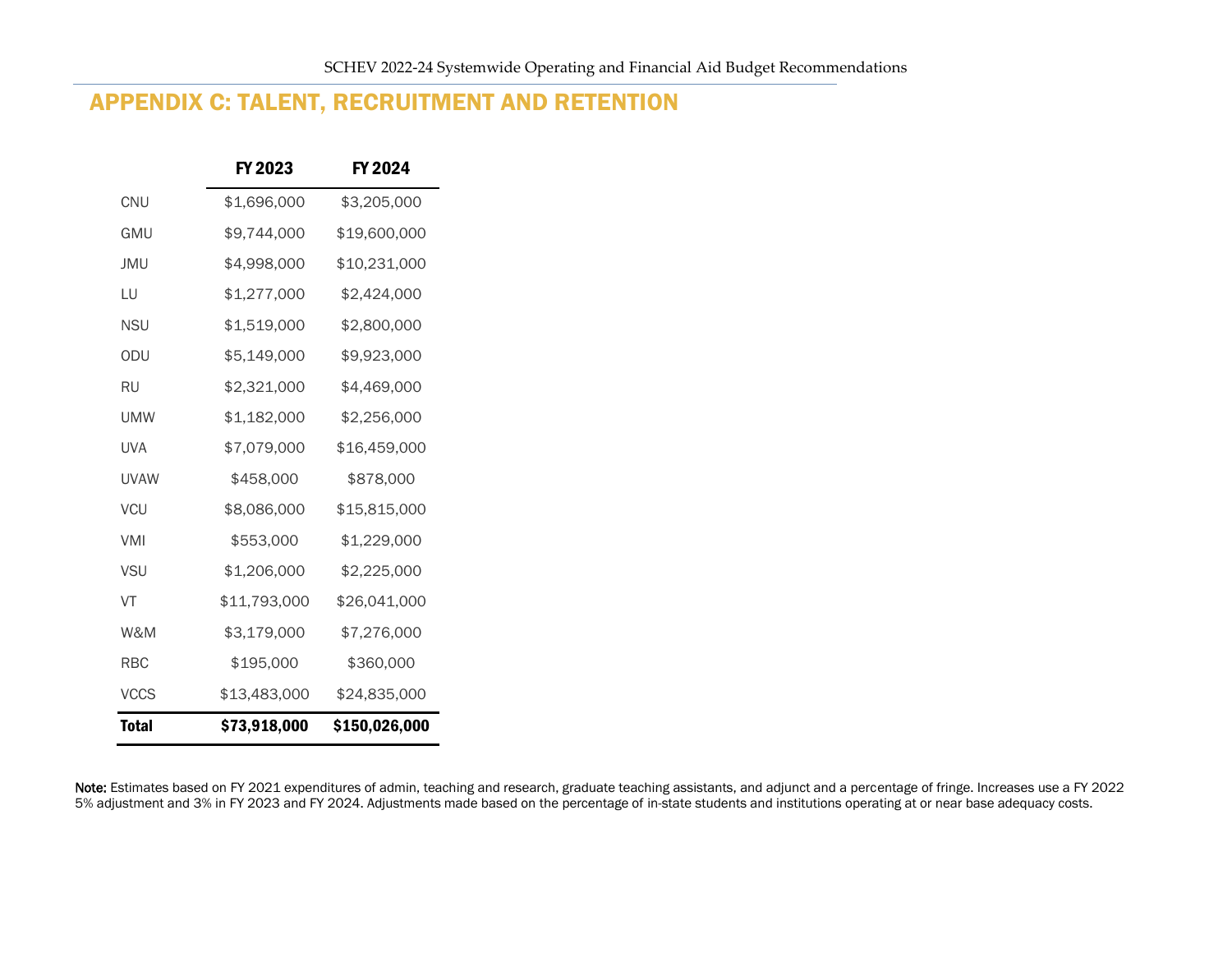## APPENDIX C: TALENT, RECRUITMENT AND RETENTION

| | FY 2023 | FY 2024 |
|---|---|---|
| CNU | $1,696,000 | $3,205,000 |
| GMU | $9,744,000 | $19,600,000 |
| JMU | $4,998,000 | $10,231,000 |
| LU | $1,277,000 | $2,424,000 |
| NSU | $1,519,000 | $2,800,000 |
| ODU | $5,149,000 | $9,923,000 |
| RU | $2,321,000 | $4,469,000 |
| UMW | $1,182,000 | $2,256,000 |
| UVA | $7,079,000 | $16,459,000 |
| UVAW | $458,000 | $878,000 |
| VCU | $8,086,000 | $15,815,000 |
| VMI | $553,000 | $1,229,000 |
| VSU | $1,206,000 | $2,225,000 |
| VT | $11,793,000 | $26,041,000 |
| W&M | $3,179,000 | $7,276,000 |
| RBC | $195,000 | $360,000 |
| VCCS | $13,483,000 | $24,835,000 |
| **Total** | **$73,918,000** | **$150,026,000** |

**Note:** Estimates based on FY 2021 expenditures of admin, teaching and research, graduate teaching assistants, and adjunct and a percentage of fringe. Increases use a FY 2022 5% adjustment and 3% in FY 2023 and FY 2024. Adjustments made based on the percentage of in-state students and institutions operating at or near base adequacy costs.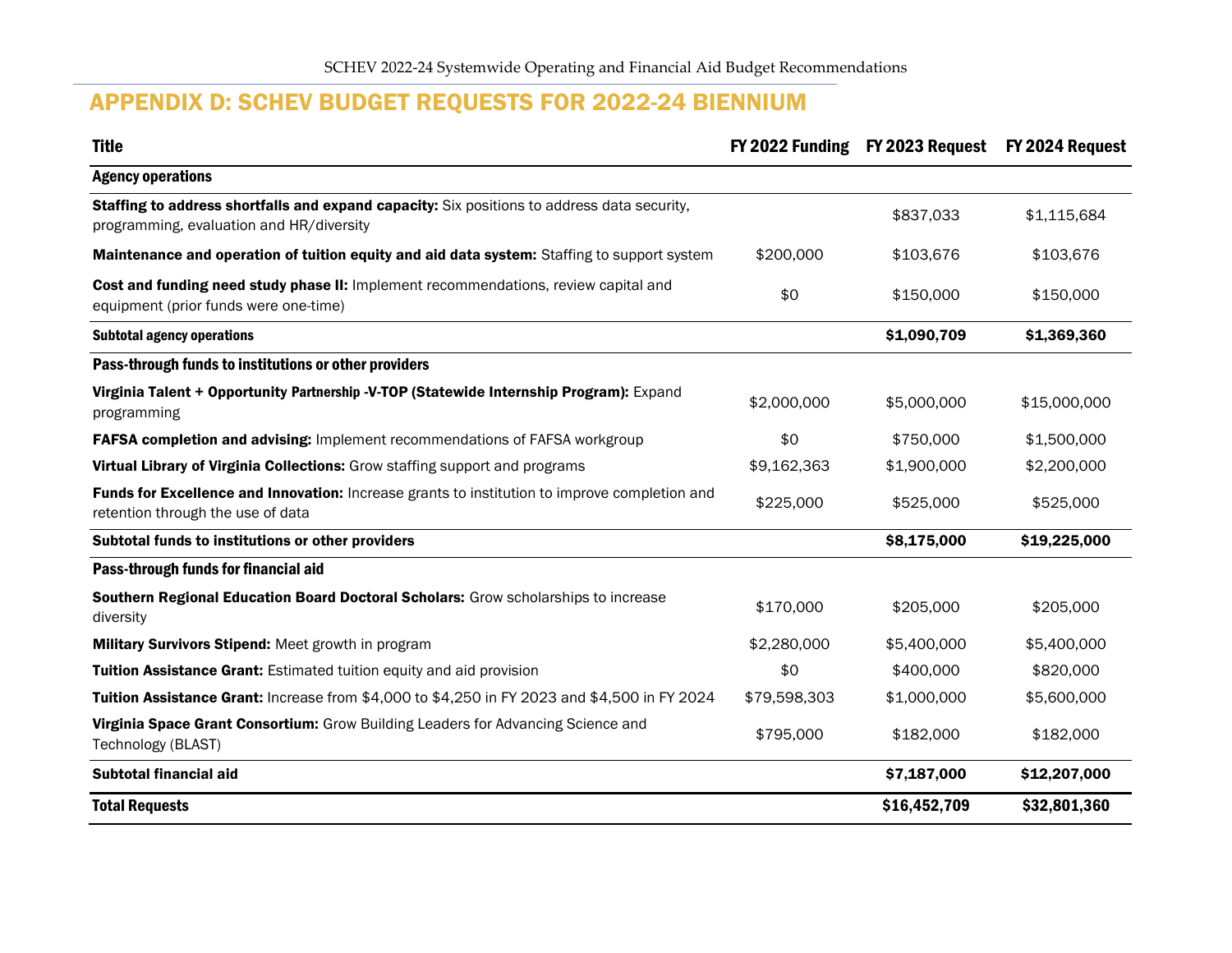## APPENDIX D: SCHEV BUDGET REQUESTS FOR 2022-24 BIENNIUM

| Title | FY 2022 Funding | FY 2023 Request | FY 2024 Request |
|---|---|---|---|
| **Agency operations** | | | |
| **Staffing to address shortfalls and expand capacity:** Six positions to address data security, programming, evaluation and HR/diversity | | $837,033 | $1,115,684 |
| **Maintenance and operation of tuition equity and aid data system:** Staffing to support system | $200,000 | $103,676 | $103,676 |
| **Cost and funding need study phase II:** Implement recommendations, review capital and equipment (prior funds were one-time) | $0 | $150,000 | $150,000 |
| **Subtotal agency operations** | | **$1,090,709** | **$1,369,360** |
| **Pass-through funds to institutions or other providers** | | | |
| **Virginia Talent + Opportunity Partnership -V-TOP (Statewide Internship Program):** Expand programming | $2,000,000 | $5,000,000 | $15,000,000 |
| **FAFSA completion and advising:** Implement recommendations of FAFSA workgroup | $0 | $750,000 | $1,500,000 |
| **Virtual Library of Virginia Collections:** Grow staffing support and programs | $9,162,363 | $1,900,000 | $2,200,000 |
| **Funds for Excellence and Innovation:** Increase grants to institution to improve completion and retention through the use of data | $225,000 | $525,000 | $525,000 |
| **Subtotal funds to institutions or other providers** | | **$8,175,000** | **$19,225,000** |
| **Pass-through funds for financial aid** | | | |
| **Southern Regional Education Board Doctoral Scholars:** Grow scholarships to increase diversity | $170,000 | $205,000 | $205,000 |
| **Military Survivors Stipend:** Meet growth in program | $2,280,000 | $5,400,000 | $5,400,000 |
| **Tuition Assistance Grant:** Estimated tuition equity and aid provision | $0 | $400,000 | $820,000 |
| **Tuition Assistance Grant:** Increase from $4,000 to $4,250 in FY 2023 and $4,500 in FY 2024 | $79,598,303 | $1,000,000 | $5,600,000 |
| **Virginia Space Grant Consortium:** Grow Building Leaders for Advancing Science and Technology (BLAST) | $795,000 | $182,000 | $182,000 |
| **Subtotal financial aid** | | **$7,187,000** | **$12,207,000** |
| **Total Requests** | | **$16,452,709** | **$32,801,360** |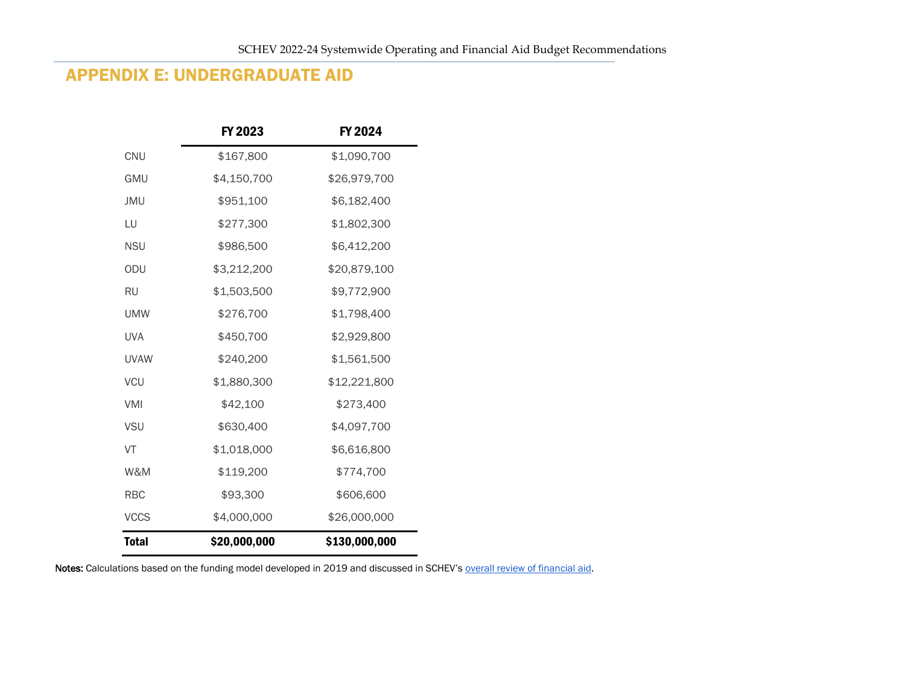## APPENDIX E: UNDERGRADUATE AID

| | FY 2023 | FY 2024 |
|---|---|---|
| CNU | $167,800 | $1,090,700 |
| GMU | $4,150,700 | $26,979,700 |
| JMU | $951,100 | $6,182,400 |
| LU | $277,300 | $1,802,300 |
| NSU | $986,500 | $6,412,200 |
| ODU | $3,212,200 | $20,879,100 |
| RU | $1,503,500 | $9,772,900 |
| UMW | $276,700 | $1,798,400 |
| UVA | $450,700 | $2,929,800 |
| UVAW | $240,200 | $1,561,500 |
| VCU | $1,880,300 | $12,221,800 |
| VMI | $42,100 | $273,400 |
| VSU | $630,400 | $4,097,700 |
| VT | $1,018,000 | $6,616,800 |
| W&M | $119,200 | $774,700 |
| RBC | $93,300 | $606,600 |
| VCCS | $4,000,000 | $26,000,000 |
| **Total** | **$20,000,000** | **$130,000,000** |

**Notes:** Calculations based on the funding model developed in 2019 and discussed in SCHEV's overall review of financial aid.